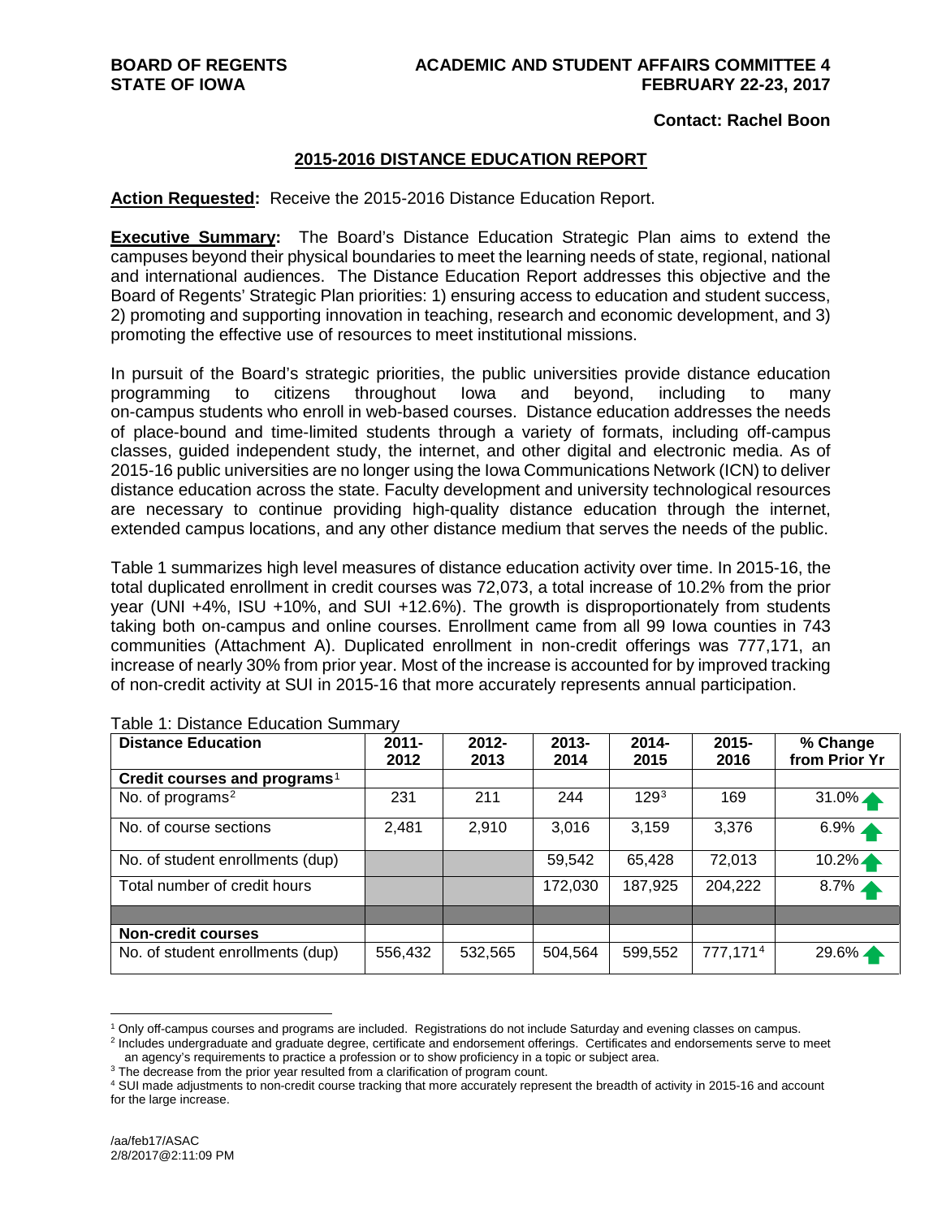**BOARD OF REGENTS**
**STATE OF IOWA**

**ACADEMIC AND STUDENT AFFAIRS COMMITTEE 4**
**FEBRUARY 22-23, 2017**

**Contact: Rachel Boon**

## 2015-2016 DISTANCE EDUCATION REPORT

**Action Requested:** Receive the 2015-2016 Distance Education Report.

**Executive Summary:** The Board's Distance Education Strategic Plan aims to extend the campuses beyond their physical boundaries to meet the learning needs of state, regional, national and international audiences. The Distance Education Report addresses this objective and the Board of Regents' Strategic Plan priorities: 1) ensuring access to education and student success, 2) promoting and supporting innovation in teaching, research and economic development, and 3) promoting the effective use of resources to meet institutional missions.

In pursuit of the Board's strategic priorities, the public universities provide distance education programming to citizens throughout Iowa and beyond, including to many on-campus students who enroll in web-based courses. Distance education addresses the needs of place-bound and time-limited students through a variety of formats, including off-campus classes, guided independent study, the internet, and other digital and electronic media. As of 2015-16 public universities are no longer using the Iowa Communications Network (ICN) to deliver distance education across the state. Faculty development and university technological resources are necessary to continue providing high-quality distance education through the internet, extended campus locations, and any other distance medium that serves the needs of the public.

Table 1 summarizes high level measures of distance education activity over time. In 2015-16, the total duplicated enrollment in credit courses was 72,073, a total increase of 10.2% from the prior year (UNI +4%, ISU +10%, and SUI +12.6%). The growth is disproportionately from students taking both on-campus and online courses. Enrollment came from all 99 Iowa counties in 743 communities (Attachment A). Duplicated enrollment in non-credit offerings was 777,171, an increase of nearly 30% from prior year. Most of the increase is accounted for by improved tracking of non-credit activity at SUI in 2015-16 that more accurately represents annual participation.

Table 1: Distance Education Summary

| Distance Education | 2011-2012 | 2012-2013 | 2013-2014 | 2014-2015 | 2015-2016 | % Change from Prior Yr |
|---|---|---|---|---|---|---|
| **Credit courses and programs**[1] | | | | | | |
| No. of programs[2] | 231 | 211 | 244 | 129[3] | 169 | 31.0% ↑ |
| No. of course sections | 2,481 | 2,910 | 3,016 | 3,159 | 3,376 | 6.9% ↑ |
| No. of student enrollments (dup) | | | 59,542 | 65,428 | 72,013 | 10.2% ↑ |
| Total number of credit hours | | | 172,030 | 187,925 | 204,222 | 8.7% ↑ |
| | | | | | | |
| **Non-credit courses** | | | | | | |
| No. of student enrollments (dup) | 556,432 | 532,565 | 504,564 | 599,552 | 777,171[4] | 29.6% ↑ |

[1] Only off-campus courses and programs are included. Registrations do not include Saturday and evening classes on campus.

[2] Includes undergraduate and graduate degree, certificate and endorsement offerings. Certificates and endorsements serve to meet an agency's requirements to practice a profession or to show proficiency in a topic or subject area.

[3] The decrease from the prior year resulted from a clarification of program count.

[4] SUI made adjustments to non-credit course tracking that more accurately represent the breadth of activity in 2015-16 and account for the large increase.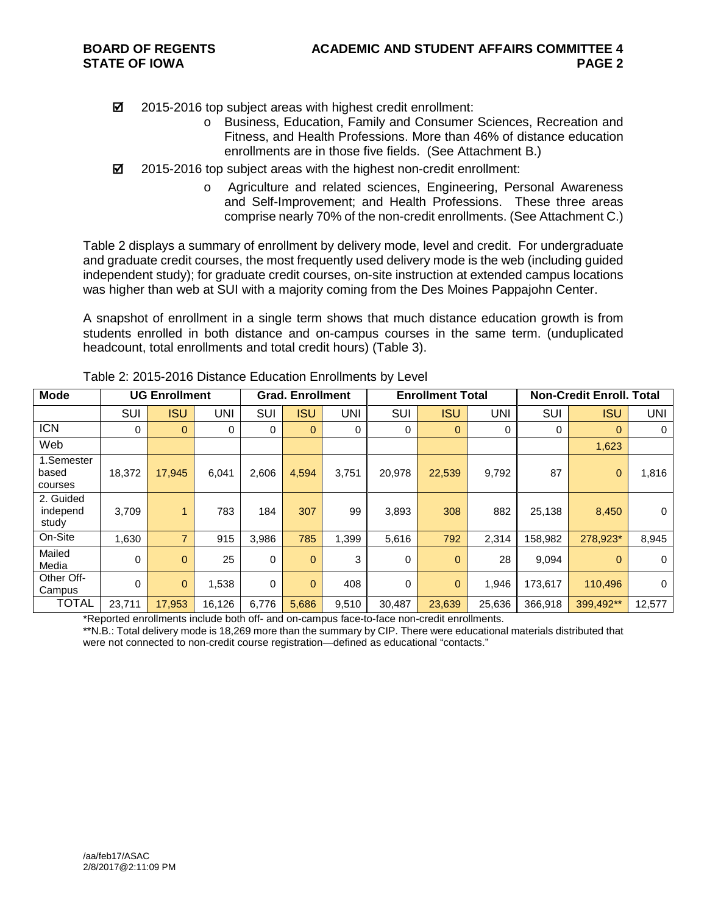- ☑ 2015-2016 top subject areas with highest credit enrollment:
  - o Business, Education, Family and Consumer Sciences, Recreation and Fitness, and Health Professions. More than 46% of distance education enrollments are in those five fields. (See Attachment B.)
- ☑ 2015-2016 top subject areas with the highest non-credit enrollment:
  - o Agriculture and related sciences, Engineering, Personal Awareness and Self-Improvement; and Health Professions. These three areas comprise nearly 70% of the non-credit enrollments. (See Attachment C.)

Table 2 displays a summary of enrollment by delivery mode, level and credit. For undergraduate and graduate credit courses, the most frequently used delivery mode is the web (including guided independent study); for graduate credit courses, on-site instruction at extended campus locations was higher than web at SUI with a majority coming from the Des Moines Pappajohn Center.

A snapshot of enrollment in a single term shows that much distance education growth is from students enrolled in both distance and on-campus courses in the same term. (unduplicated headcount, total enrollments and total credit hours) (Table 3).

Table 2: 2015-2016 Distance Education Enrollments by Level

| Mode | UG Enrollment | | | Grad. Enrollment | | | Enrollment Total | | | Non-Credit Enroll. Total | | |
|---|---|---|---|---|---|---|---|---|---|---|---|---|
| | SUI | ISU | UNI | SUI | ISU | UNI | SUI | ISU | UNI | SUI | ISU | UNI |
| ICN | 0 | 0 | 0 | 0 | 0 | 0 | 0 | 0 | 0 | 0 | 0 | 0 |
| Web | | | | | | | | | | | 1,623 | |
| 1.Semester based courses | 18,372 | 17,945 | 6,041 | 2,606 | 4,594 | 3,751 | 20,978 | 22,539 | 9,792 | 87 | 0 | 1,816 |
| 2. Guided independ study | 3,709 | 1 | 783 | 184 | 307 | 99 | 3,893 | 308 | 882 | 25,138 | 8,450 | 0 |
| On-Site | 1,630 | 7 | 915 | 3,986 | 785 | 1,399 | 5,616 | 792 | 2,314 | 158,982 | 278,923* | 8,945 |
| Mailed Media | 0 | 0 | 25 | 0 | 0 | 3 | 0 | 0 | 28 | 9,094 | 0 | 0 |
| Other Off-Campus | 0 | 0 | 1,538 | 0 | 0 | 408 | 0 | 0 | 1,946 | 173,617 | 110,496 | 0 |
| TOTAL | 23,711 | 17,953 | 16,126 | 6,776 | 5,686 | 9,510 | 30,487 | 23,639 | 25,636 | 366,918 | 399,492** | 12,577 |

*Reported enrollments include both off- and on-campus face-to-face non-credit enrollments.

**N.B.: Total delivery mode is 18,269 more than the summary by CIP. There were educational materials distributed that were not connected to non-credit course registration—defined as educational "contacts."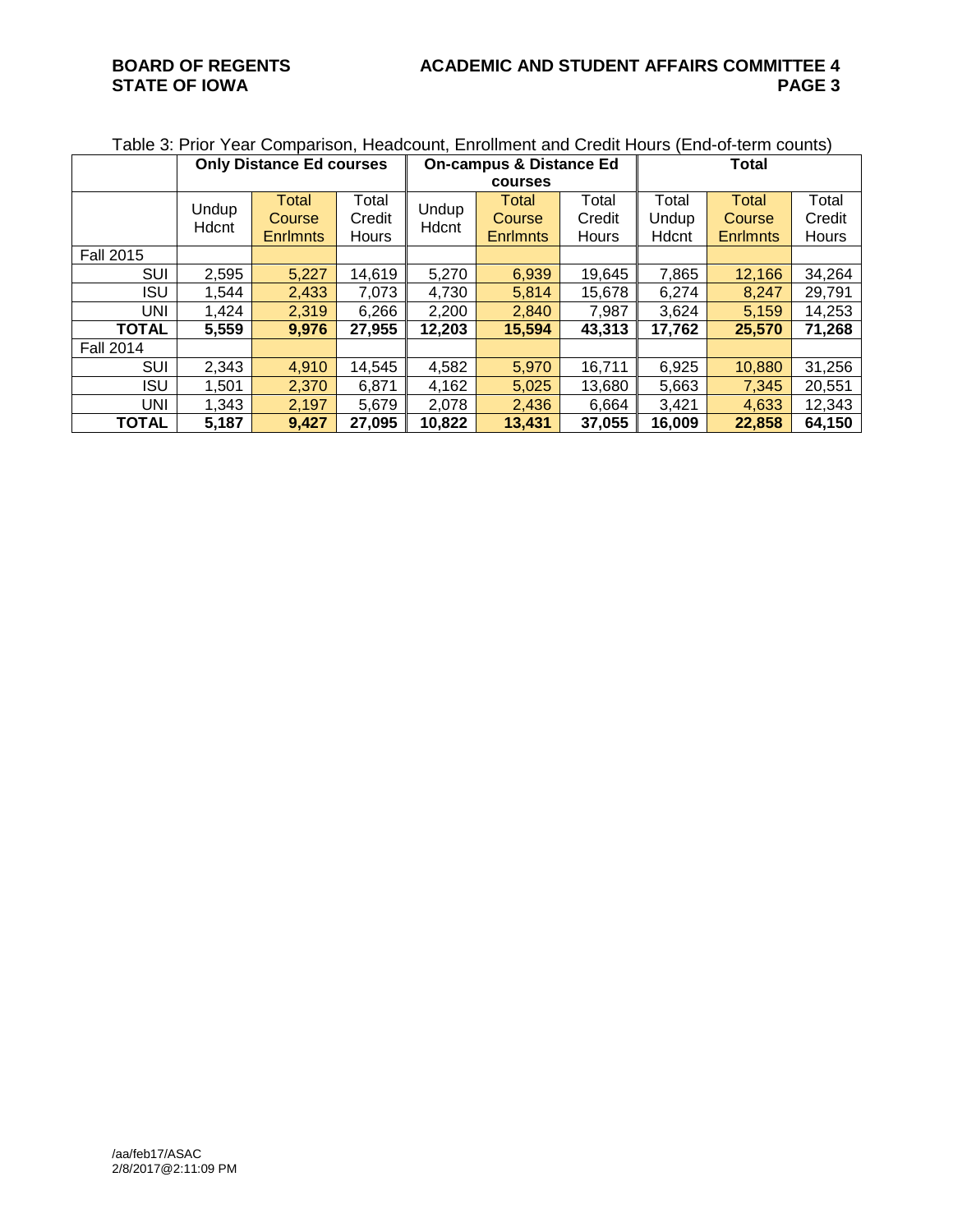Table 3: Prior Year Comparison, Headcount, Enrollment and Credit Hours (End-of-term counts)

| | Only Distance Ed courses | | | On-campus & Distance Ed courses | | | Total | | |
|---|---|---|---|---|---|---|---|---|---|
| | Undup Hdcnt | Total Course Enrlmnts | Total Credit Hours | Undup Hdcnt | Total Course Enrlmnts | Total Credit Hours | Total Undup Hdcnt | Total Course Enrlmnts | Total Credit Hours |
| Fall 2015 | | | | | | | | | |
| SUI | 2,595 | 5,227 | 14,619 | 5,270 | 6,939 | 19,645 | 7,865 | 12,166 | 34,264 |
| ISU | 1,544 | 2,433 | 7,073 | 4,730 | 5,814 | 15,678 | 6,274 | 8,247 | 29,791 |
| UNI | 1,424 | 2,319 | 6,266 | 2,200 | 2,840 | 7,987 | 3,624 | 5,159 | 14,253 |
| **TOTAL** | **5,559** | **9,976** | **27,955** | **12,203** | **15,594** | **43,313** | **17,762** | **25,570** | **71,268** |
| Fall 2014 | | | | | | | | | |
| SUI | 2,343 | 4,910 | 14,545 | 4,582 | 5,970 | 16,711 | 6,925 | 10,880 | 31,256 |
| ISU | 1,501 | 2,370 | 6,871 | 4,162 | 5,025 | 13,680 | 5,663 | 7,345 | 20,551 |
| UNI | 1,343 | 2,197 | 5,679 | 2,078 | 2,436 | 6,664 | 3,421 | 4,633 | 12,343 |
| **TOTAL** | **5,187** | **9,427** | **27,095** | **10,822** | **13,431** | **37,055** | **16,009** | **22,858** | **64,150** |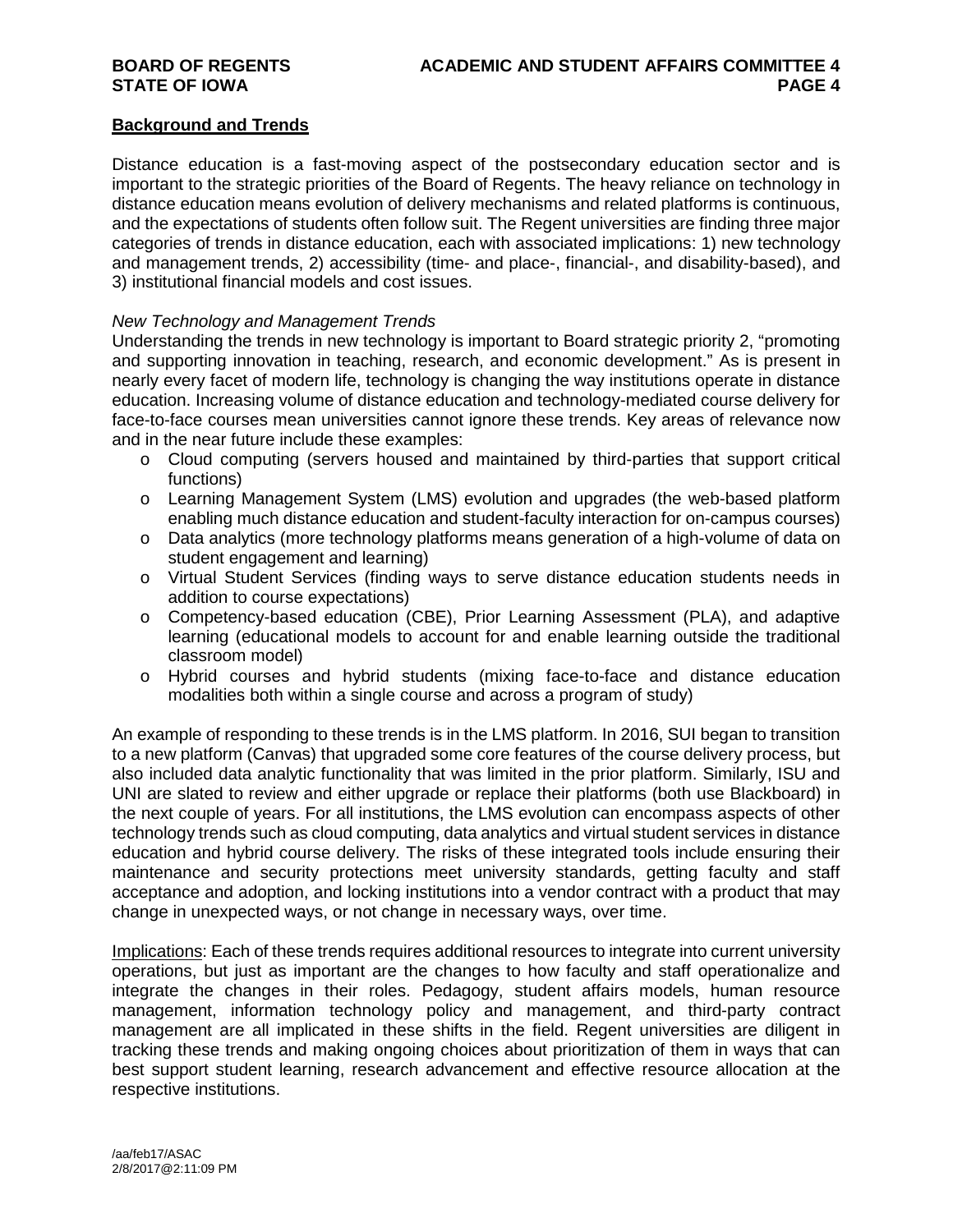## Background and Trends

Distance education is a fast-moving aspect of the postsecondary education sector and is important to the strategic priorities of the Board of Regents. The heavy reliance on technology in distance education means evolution of delivery mechanisms and related platforms is continuous, and the expectations of students often follow suit. The Regent universities are finding three major categories of trends in distance education, each with associated implications: 1) new technology and management trends, 2) accessibility (time- and place-, financial-, and disability-based), and 3) institutional financial models and cost issues.

*New Technology and Management Trends*

Understanding the trends in new technology is important to Board strategic priority 2, "promoting and supporting innovation in teaching, research, and economic development." As is present in nearly every facet of modern life, technology is changing the way institutions operate in distance education. Increasing volume of distance education and technology-mediated course delivery for face-to-face courses mean universities cannot ignore these trends. Key areas of relevance now and in the near future include these examples:

- Cloud computing (servers housed and maintained by third-parties that support critical functions)
- Learning Management System (LMS) evolution and upgrades (the web-based platform enabling much distance education and student-faculty interaction for on-campus courses)
- Data analytics (more technology platforms means generation of a high-volume of data on student engagement and learning)
- Virtual Student Services (finding ways to serve distance education students needs in addition to course expectations)
- Competency-based education (CBE), Prior Learning Assessment (PLA), and adaptive learning (educational models to account for and enable learning outside the traditional classroom model)
- Hybrid courses and hybrid students (mixing face-to-face and distance education modalities both within a single course and across a program of study)

An example of responding to these trends is in the LMS platform. In 2016, SUI began to transition to a new platform (Canvas) that upgraded some core features of the course delivery process, but also included data analytic functionality that was limited in the prior platform. Similarly, ISU and UNI are slated to review and either upgrade or replace their platforms (both use Blackboard) in the next couple of years. For all institutions, the LMS evolution can encompass aspects of other technology trends such as cloud computing, data analytics and virtual student services in distance education and hybrid course delivery. The risks of these integrated tools include ensuring their maintenance and security protections meet university standards, getting faculty and staff acceptance and adoption, and locking institutions into a vendor contract with a product that may change in unexpected ways, or not change in necessary ways, over time.

Implications: Each of these trends requires additional resources to integrate into current university operations, but just as important are the changes to how faculty and staff operationalize and integrate the changes in their roles. Pedagogy, student affairs models, human resource management, information technology policy and management, and third-party contract management are all implicated in these shifts in the field. Regent universities are diligent in tracking these trends and making ongoing choices about prioritization of them in ways that can best support student learning, research advancement and effective resource allocation at the respective institutions.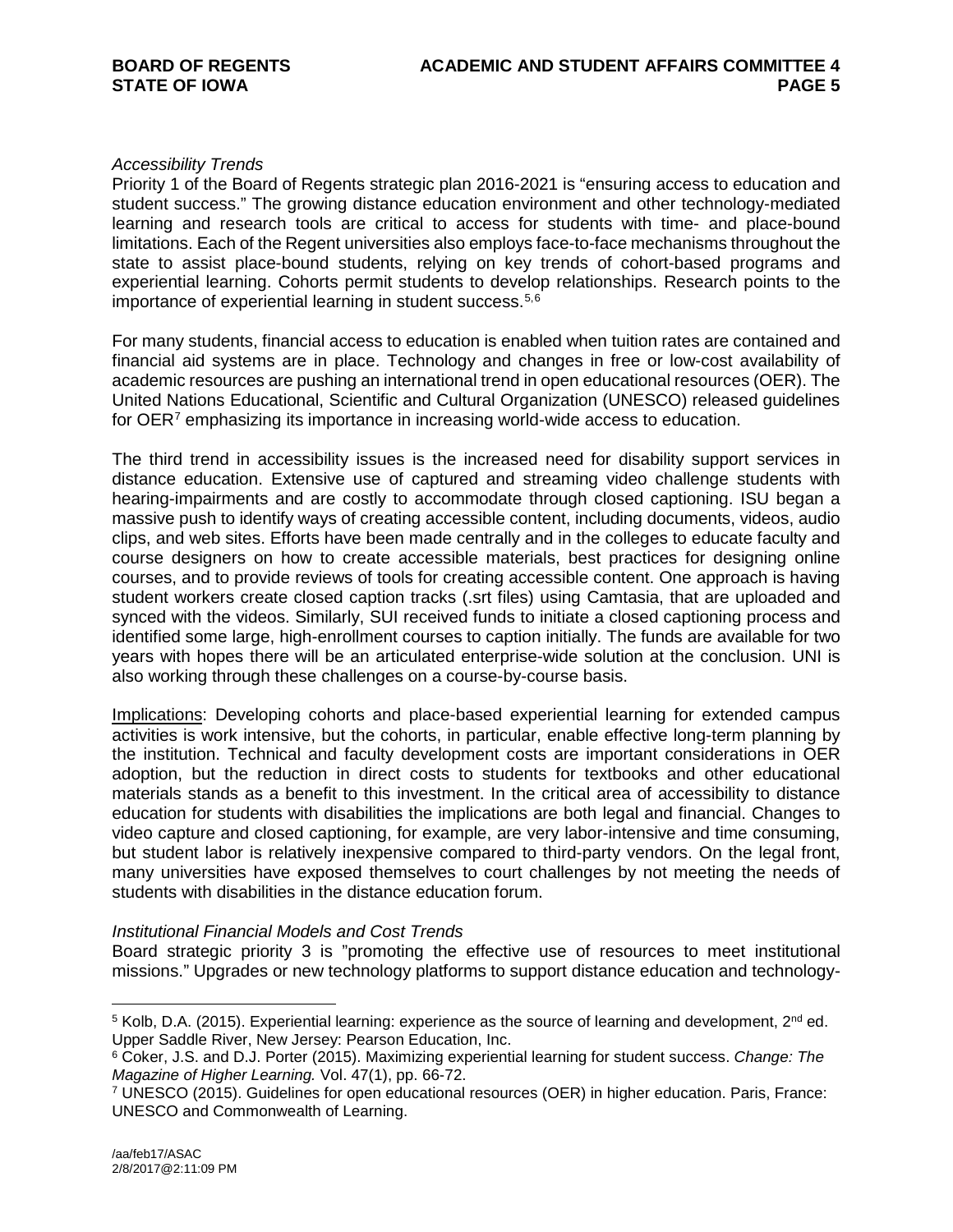*Accessibility Trends*

Priority 1 of the Board of Regents strategic plan 2016-2021 is "ensuring access to education and student success." The growing distance education environment and other technology-mediated learning and research tools are critical to access for students with time- and place-bound limitations. Each of the Regent universities also employs face-to-face mechanisms throughout the state to assist place-bound students, relying on key trends of cohort-based programs and experiential learning. Cohorts permit students to develop relationships. Research points to the importance of experiential learning in student success.[5,6]

For many students, financial access to education is enabled when tuition rates are contained and financial aid systems are in place. Technology and changes in free or low-cost availability of academic resources are pushing an international trend in open educational resources (OER). The United Nations Educational, Scientific and Cultural Organization (UNESCO) released guidelines for OER[7] emphasizing its importance in increasing world-wide access to education.

The third trend in accessibility issues is the increased need for disability support services in distance education. Extensive use of captured and streaming video challenge students with hearing-impairments and are costly to accommodate through closed captioning. ISU began a massive push to identify ways of creating accessible content, including documents, videos, audio clips, and web sites. Efforts have been made centrally and in the colleges to educate faculty and course designers on how to create accessible materials, best practices for designing online courses, and to provide reviews of tools for creating accessible content. One approach is having student workers create closed caption tracks (.srt files) using Camtasia, that are uploaded and synced with the videos. Similarly, SUI received funds to initiate a closed captioning process and identified some large, high-enrollment courses to caption initially. The funds are available for two years with hopes there will be an articulated enterprise-wide solution at the conclusion. UNI is also working through these challenges on a course-by-course basis.

Implications: Developing cohorts and place-based experiential learning for extended campus activities is work intensive, but the cohorts, in particular, enable effective long-term planning by the institution. Technical and faculty development costs are important considerations in OER adoption, but the reduction in direct costs to students for textbooks and other educational materials stands as a benefit to this investment. In the critical area of accessibility to distance education for students with disabilities the implications are both legal and financial. Changes to video capture and closed captioning, for example, are very labor-intensive and time consuming, but student labor is relatively inexpensive compared to third-party vendors. On the legal front, many universities have exposed themselves to court challenges by not meeting the needs of students with disabilities in the distance education forum.

*Institutional Financial Models and Cost Trends*

Board strategic priority 3 is "promoting the effective use of resources to meet institutional missions." Upgrades or new technology platforms to support distance education and technology-

[5] Kolb, D.A. (2015). Experiential learning: experience as the source of learning and development, 2nd ed. Upper Saddle River, New Jersey: Pearson Education, Inc.

[6] Coker, J.S. and D.J. Porter (2015). Maximizing experiential learning for student success. *Change: The Magazine of Higher Learning.* Vol. 47(1), pp. 66-72.

[7] UNESCO (2015). Guidelines for open educational resources (OER) in higher education. Paris, France: UNESCO and Commonwealth of Learning.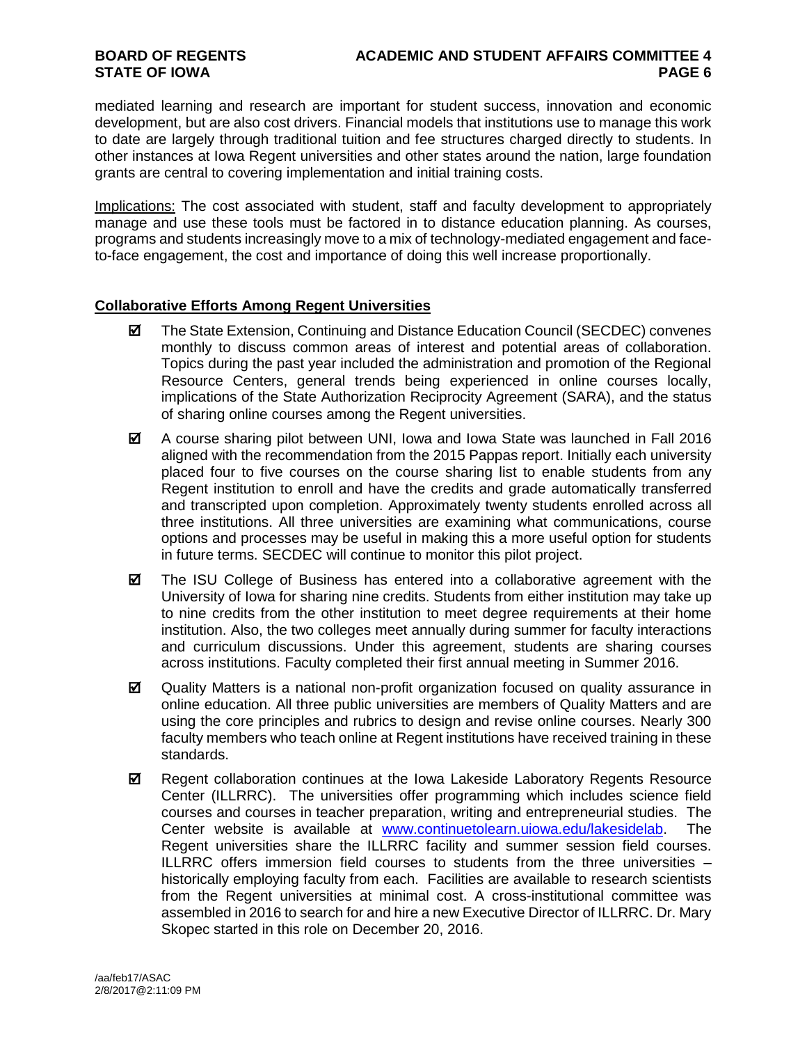mediated learning and research are important for student success, innovation and economic development, but are also cost drivers. Financial models that institutions use to manage this work to date are largely through traditional tuition and fee structures charged directly to students. In other instances at Iowa Regent universities and other states around the nation, large foundation grants are central to covering implementation and initial training costs.

Implications: The cost associated with student, staff and faculty development to appropriately manage and use these tools must be factored in to distance education planning. As courses, programs and students increasingly move to a mix of technology-mediated engagement and face-to-face engagement, the cost and importance of doing this well increase proportionally.

**Collaborative Efforts Among Regent Universities**

- ☑ The State Extension, Continuing and Distance Education Council (SECDEC) convenes monthly to discuss common areas of interest and potential areas of collaboration. Topics during the past year included the administration and promotion of the Regional Resource Centers, general trends being experienced in online courses locally, implications of the State Authorization Reciprocity Agreement (SARA), and the status of sharing online courses among the Regent universities.
- ☑ A course sharing pilot between UNI, Iowa and Iowa State was launched in Fall 2016 aligned with the recommendation from the 2015 Pappas report. Initially each university placed four to five courses on the course sharing list to enable students from any Regent institution to enroll and have the credits and grade automatically transferred and transcripted upon completion. Approximately twenty students enrolled across all three institutions. All three universities are examining what communications, course options and processes may be useful in making this a more useful option for students in future terms. SECDEC will continue to monitor this pilot project.
- ☑ The ISU College of Business has entered into a collaborative agreement with the University of Iowa for sharing nine credits. Students from either institution may take up to nine credits from the other institution to meet degree requirements at their home institution. Also, the two colleges meet annually during summer for faculty interactions and curriculum discussions. Under this agreement, students are sharing courses across institutions. Faculty completed their first annual meeting in Summer 2016.
- ☑ Quality Matters is a national non-profit organization focused on quality assurance in online education. All three public universities are members of Quality Matters and are using the core principles and rubrics to design and revise online courses. Nearly 300 faculty members who teach online at Regent institutions have received training in these standards.
- ☑ Regent collaboration continues at the Iowa Lakeside Laboratory Regents Resource Center (ILLRRC). The universities offer programming which includes science field courses and courses in teacher preparation, writing and entrepreneurial studies. The Center website is available at [www.continuetolearn.uiowa.edu/lakesidelab](www.continuetolearn.uiowa.edu/lakesidelab). The Regent universities share the ILLRRC facility and summer session field courses. ILLRRC offers immersion field courses to students from the three universities – historically employing faculty from each. Facilities are available to research scientists from the Regent universities at minimal cost. A cross-institutional committee was assembled in 2016 to search for and hire a new Executive Director of ILLRRC. Dr. Mary Skopec started in this role on December 20, 2016.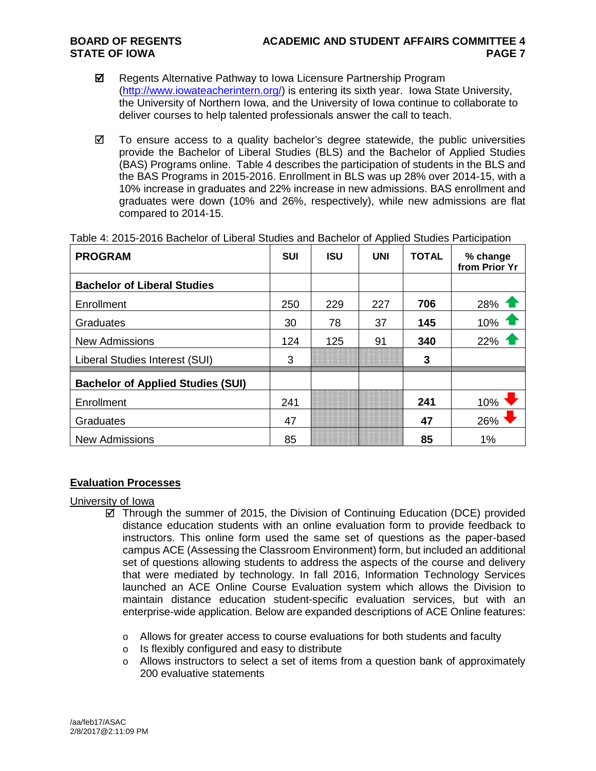- ☑ Regents Alternative Pathway to Iowa Licensure Partnership Program (http://www.iowateacherintern.org/) is entering its sixth year. Iowa State University, the University of Northern Iowa, and the University of Iowa continue to collaborate to deliver courses to help talented professionals answer the call to teach.

- ☑ To ensure access to a quality bachelor's degree statewide, the public universities provide the Bachelor of Liberal Studies (BLS) and the Bachelor of Applied Studies (BAS) Programs online. Table 4 describes the participation of students in the BLS and the BAS Programs in 2015-2016. Enrollment in BLS was up 28% over 2014-15, with a 10% increase in graduates and 22% increase in new admissions. BAS enrollment and graduates were down (10% and 26%, respectively), while new admissions are flat compared to 2014-15.

Table 4: 2015-2016 Bachelor of Liberal Studies and Bachelor of Applied Studies Participation

| PROGRAM | SUI | ISU | UNI | TOTAL | % change from Prior Yr |
|---|---|---|---|---|---|
| **Bachelor of Liberal Studies** | | | | | |
| Enrollment | 250 | 229 | 227 | **706** | 28% ↑ |
| Graduates | 30 | 78 | 37 | **145** | 10% ↑ |
| New Admissions | 124 | 125 | 91 | **340** | 22% ↑ |
| Liberal Studies Interest (SUI) | 3 | | | **3** | |
| **Bachelor of Applied Studies (SUI)** | | | | | |
| Enrollment | 241 | | | **241** | 10% ↓ |
| Graduates | 47 | | | **47** | 26% ↓ |
| New Admissions | 85 | | | **85** | 1% |

## Evaluation Processes

University of Iowa

- ☑ Through the summer of 2015, the Division of Continuing Education (DCE) provided distance education students with an online evaluation form to provide feedback to instructors. This online form used the same set of questions as the paper-based campus ACE (Assessing the Classroom Environment) form, but included an additional set of questions allowing students to address the aspects of the course and delivery that were mediated by technology. In fall 2016, Information Technology Services launched an ACE Online Course Evaluation system which allows the Division to maintain distance education student-specific evaluation services, but with an enterprise-wide application. Below are expanded descriptions of ACE Online features:
  - Allows for greater access to course evaluations for both students and faculty
  - Is flexibly configured and easy to distribute
  - Allows instructors to select a set of items from a question bank of approximately 200 evaluative statements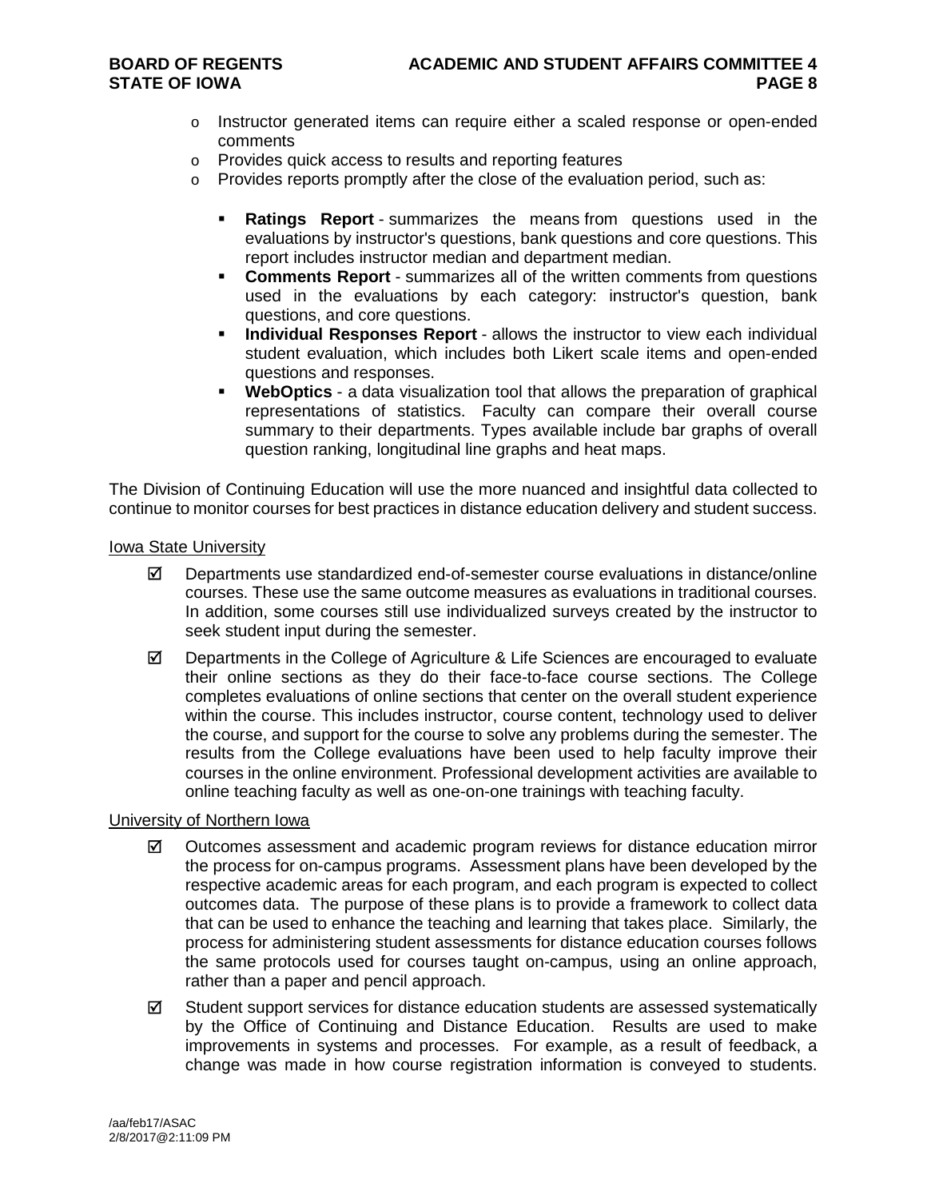- Instructor generated items can require either a scaled response or open-ended comments
- Provides quick access to results and reporting features
- Provides reports promptly after the close of the evaluation period, such as:
  - **Ratings Report** - summarizes the means from questions used in the evaluations by instructor's questions, bank questions and core questions. This report includes instructor median and department median.
  - **Comments Report** - summarizes all of the written comments from questions used in the evaluations by each category: instructor's question, bank questions, and core questions.
  - **Individual Responses Report** - allows the instructor to view each individual student evaluation, which includes both Likert scale items and open-ended questions and responses.
  - **WebOptics** - a data visualization tool that allows the preparation of graphical representations of statistics. Faculty can compare their overall course summary to their departments. Types available include bar graphs of overall question ranking, longitudinal line graphs and heat maps.

The Division of Continuing Education will use the more nuanced and insightful data collected to continue to monitor courses for best practices in distance education delivery and student success.

Iowa State University

- ☑ Departments use standardized end-of-semester course evaluations in distance/online courses. These use the same outcome measures as evaluations in traditional courses. In addition, some courses still use individualized surveys created by the instructor to seek student input during the semester.
- ☑ Departments in the College of Agriculture & Life Sciences are encouraged to evaluate their online sections as they do their face-to-face course sections. The College completes evaluations of online sections that center on the overall student experience within the course. This includes instructor, course content, technology used to deliver the course, and support for the course to solve any problems during the semester. The results from the College evaluations have been used to help faculty improve their courses in the online environment. Professional development activities are available to online teaching faculty as well as one-on-one trainings with teaching faculty.

University of Northern Iowa

- ☑ Outcomes assessment and academic program reviews for distance education mirror the process for on-campus programs. Assessment plans have been developed by the respective academic areas for each program, and each program is expected to collect outcomes data. The purpose of these plans is to provide a framework to collect data that can be used to enhance the teaching and learning that takes place. Similarly, the process for administering student assessments for distance education courses follows the same protocols used for courses taught on-campus, using an online approach, rather than a paper and pencil approach.
- ☑ Student support services for distance education students are assessed systematically by the Office of Continuing and Distance Education. Results are used to make improvements in systems and processes. For example, as a result of feedback, a change was made in how course registration information is conveyed to students.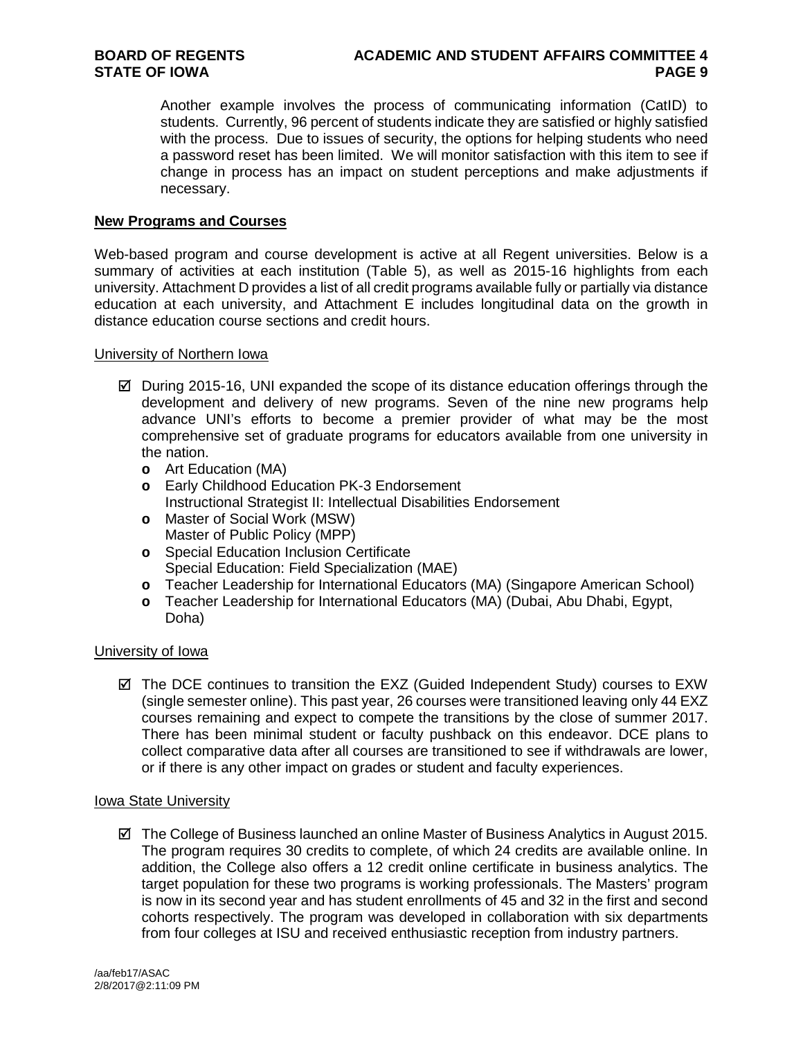Another example involves the process of communicating information (CatID) to students. Currently, 96 percent of students indicate they are satisfied or highly satisfied with the process. Due to issues of security, the options for helping students who need a password reset has been limited. We will monitor satisfaction with this item to see if change in process has an impact on student perceptions and make adjustments if necessary.

## New Programs and Courses

Web-based program and course development is active at all Regent universities. Below is a summary of activities at each institution (Table 5), as well as 2015-16 highlights from each university. Attachment D provides a list of all credit programs available fully or partially via distance education at each university, and Attachment E includes longitudinal data on the growth in distance education course sections and credit hours.

### University of Northern Iowa

- ☑ During 2015-16, UNI expanded the scope of its distance education offerings through the development and delivery of new programs. Seven of the nine new programs help advance UNI's efforts to become a premier provider of what may be the most comprehensive set of graduate programs for educators available from one university in the nation.
  - Art Education (MA)
  - Early Childhood Education PK-3 Endorsement
    Instructional Strategist II: Intellectual Disabilities Endorsement
  - Master of Social Work (MSW)
    Master of Public Policy (MPP)
  - Special Education Inclusion Certificate
    Special Education: Field Specialization (MAE)
  - Teacher Leadership for International Educators (MA) (Singapore American School)
  - Teacher Leadership for International Educators (MA) (Dubai, Abu Dhabi, Egypt, Doha)

### University of Iowa

- ☑ The DCE continues to transition the EXZ (Guided Independent Study) courses to EXW (single semester online). This past year, 26 courses were transitioned leaving only 44 EXZ courses remaining and expect to compete the transitions by the close of summer 2017. There has been minimal student or faculty pushback on this endeavor. DCE plans to collect comparative data after all courses are transitioned to see if withdrawals are lower, or if there is any other impact on grades or student and faculty experiences.

### Iowa State University

- ☑ The College of Business launched an online Master of Business Analytics in August 2015. The program requires 30 credits to complete, of which 24 credits are available online. In addition, the College also offers a 12 credit online certificate in business analytics. The target population for these two programs is working professionals. The Masters' program is now in its second year and has student enrollments of 45 and 32 in the first and second cohorts respectively. The program was developed in collaboration with six departments from four colleges at ISU and received enthusiastic reception from industry partners.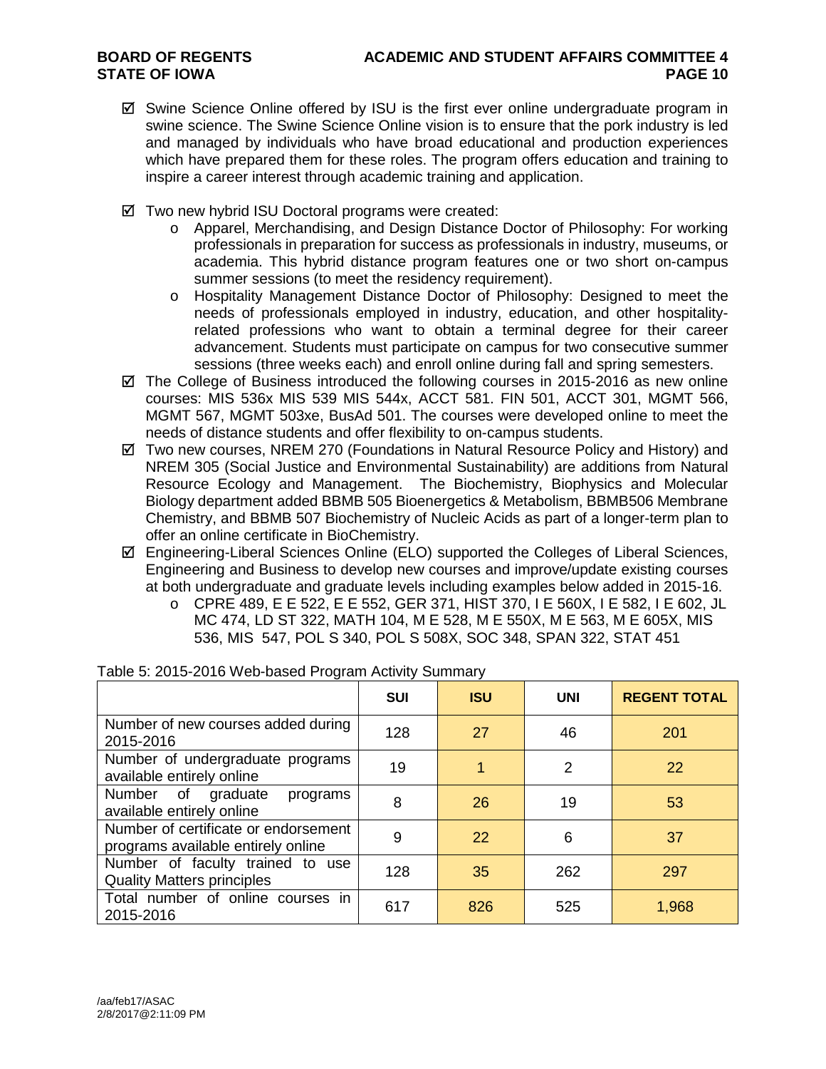- ☑ Swine Science Online offered by ISU is the first ever online undergraduate program in swine science. The Swine Science Online vision is to ensure that the pork industry is led and managed by individuals who have broad educational and production experiences which have prepared them for these roles. The program offers education and training to inspire a career interest through academic training and application.

- ☑ Two new hybrid ISU Doctoral programs were created:
  - o Apparel, Merchandising, and Design Distance Doctor of Philosophy: For working professionals in preparation for success as professionals in industry, museums, or academia. This hybrid distance program features one or two short on-campus summer sessions (to meet the residency requirement).
  - o Hospitality Management Distance Doctor of Philosophy: Designed to meet the needs of professionals employed in industry, education, and other hospitality-related professions who want to obtain a terminal degree for their career advancement. Students must participate on campus for two consecutive summer sessions (three weeks each) and enroll online during fall and spring semesters.
- ☑ The College of Business introduced the following courses in 2015-2016 as new online courses: MIS 536x MIS 539 MIS 544x, ACCT 581. FIN 501, ACCT 301, MGMT 566, MGMT 567, MGMT 503xe, BusAd 501. The courses were developed online to meet the needs of distance students and offer flexibility to on-campus students.
- ☑ Two new courses, NREM 270 (Foundations in Natural Resource Policy and History) and NREM 305 (Social Justice and Environmental Sustainability) are additions from Natural Resource Ecology and Management. The Biochemistry, Biophysics and Molecular Biology department added BBMB 505 Bioenergetics & Metabolism, BBMB506 Membrane Chemistry, and BBMB 507 Biochemistry of Nucleic Acids as part of a longer-term plan to offer an online certificate in BioChemistry.
- ☑ Engineering-Liberal Sciences Online (ELO) supported the Colleges of Liberal Sciences, Engineering and Business to develop new courses and improve/update existing courses at both undergraduate and graduate levels including examples below added in 2015-16.
  - o CPRE 489, E E 522, E E 552, GER 371, HIST 370, I E 560X, I E 582, I E 602, JL MC 474, LD ST 322, MATH 104, M E 528, M E 550X, M E 563, M E 605X, MIS 536, MIS 547, POL S 340, POL S 508X, SOC 348, SPAN 322, STAT 451

Table 5: 2015-2016 Web-based Program Activity Summary

| | SUI | ISU | UNI | REGENT TOTAL |
|---|---|---|---|---|
| Number of new courses added during 2015-2016 | 128 | 27 | 46 | 201 |
| Number of undergraduate programs available entirely online | 19 | 1 | 2 | 22 |
| Number of graduate programs available entirely online | 8 | 26 | 19 | 53 |
| Number of certificate or endorsement programs available entirely online | 9 | 22 | 6 | 37 |
| Number of faculty trained to use Quality Matters principles | 128 | 35 | 262 | 297 |
| Total number of online courses in 2015-2016 | 617 | 826 | 525 | 1,968 |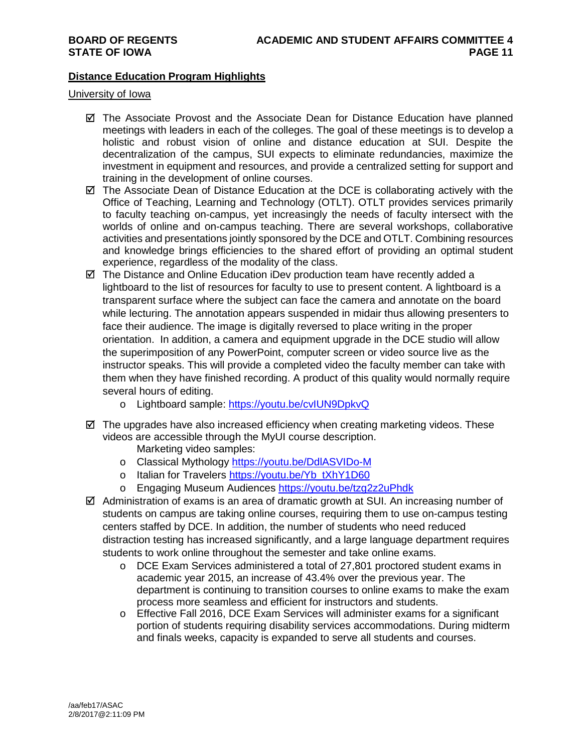**Distance Education Program Highlights**

University of Iowa

- ☑ The Associate Provost and the Associate Dean for Distance Education have planned meetings with leaders in each of the colleges. The goal of these meetings is to develop a holistic and robust vision of online and distance education at SUI. Despite the decentralization of the campus, SUI expects to eliminate redundancies, maximize the investment in equipment and resources, and provide a centralized setting for support and training in the development of online courses.
- ☑ The Associate Dean of Distance Education at the DCE is collaborating actively with the Office of Teaching, Learning and Technology (OTLT). OTLT provides services primarily to faculty teaching on-campus, yet increasingly the needs of faculty intersect with the worlds of online and on-campus teaching. There are several workshops, collaborative activities and presentations jointly sponsored by the DCE and OTLT. Combining resources and knowledge brings efficiencies to the shared effort of providing an optimal student experience, regardless of the modality of the class.
- ☑ The Distance and Online Education iDev production team have recently added a lightboard to the list of resources for faculty to use to present content. A lightboard is a transparent surface where the subject can face the camera and annotate on the board while lecturing. The annotation appears suspended in midair thus allowing presenters to face their audience. The image is digitally reversed to place writing in the proper orientation. In addition, a camera and equipment upgrade in the DCE studio will allow the superimposition of any PowerPoint, computer screen or video source live as the instructor speaks. This will provide a completed video the faculty member can take with them when they have finished recording. A product of this quality would normally require several hours of editing.
  - Lightboard sample: https://youtu.be/cvIUN9DpkvQ
- ☑ The upgrades have also increased efficiency when creating marketing videos. These videos are accessible through the MyUI course description.

  Marketing video samples:
  - Classical Mythology https://youtu.be/DdlASVIDo-M
  - Italian for Travelers https://youtu.be/Yb_tXhY1D60
  - Engaging Museum Audiences https://youtu.be/tzg2z2uPhdk
- ☑ Administration of exams is an area of dramatic growth at SUI. An increasing number of students on campus are taking online courses, requiring them to use on-campus testing centers staffed by DCE. In addition, the number of students who need reduced distraction testing has increased significantly, and a large language department requires students to work online throughout the semester and take online exams.
  - DCE Exam Services administered a total of 27,801 proctored student exams in academic year 2015, an increase of 43.4% over the previous year. The department is continuing to transition courses to online exams to make the exam process more seamless and efficient for instructors and students.
  - Effective Fall 2016, DCE Exam Services will administer exams for a significant portion of students requiring disability services accommodations. During midterm and finals weeks, capacity is expanded to serve all students and courses.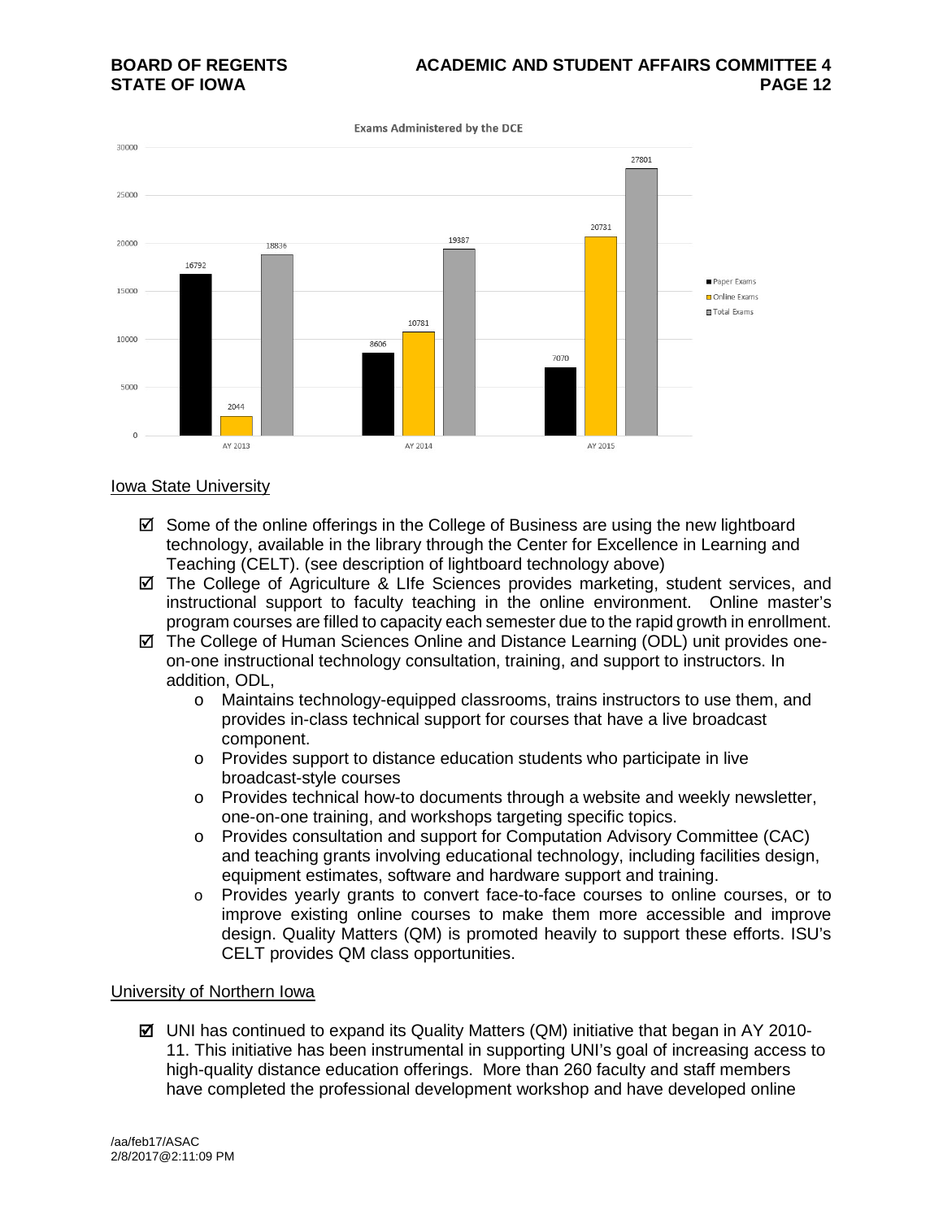**Exams Administered by the DCE**

| | Paper Exams | Online Exams | Total Exams |
|---|---|---|---|
| AY 2013 | 16792 | 2044 | 18836 |
| AY 2014 | 8606 | 10781 | 19387 |
| AY 2015 | 7070 | 20731 | 27801 |

<u>Iowa State University</u>

- ☑ Some of the online offerings in the College of Business are using the new lightboard technology, available in the library through the Center for Excellence in Learning and Teaching (CELT). (see description of lightboard technology above)
- ☑ The College of Agriculture & LIfe Sciences provides marketing, student services, and instructional support to faculty teaching in the online environment. Online master's program courses are filled to capacity each semester due to the rapid growth in enrollment.
- ☑ The College of Human Sciences Online and Distance Learning (ODL) unit provides one-on-one instructional technology consultation, training, and support to instructors. In addition, ODL,
    - Maintains technology-equipped classrooms, trains instructors to use them, and provides in-class technical support for courses that have a live broadcast component.
    - Provides support to distance education students who participate in live broadcast-style courses
    - Provides technical how-to documents through a website and weekly newsletter, one-on-one training, and workshops targeting specific topics.
    - Provides consultation and support for Computation Advisory Committee (CAC) and teaching grants involving educational technology, including facilities design, equipment estimates, software and hardware support and training.
    - Provides yearly grants to convert face-to-face courses to online courses, or to improve existing online courses to make them more accessible and improve design. Quality Matters (QM) is promoted heavily to support these efforts. ISU's CELT provides QM class opportunities.

<u>University of Northern Iowa</u>

- ☑ UNI has continued to expand its Quality Matters (QM) initiative that began in AY 2010-11. This initiative has been instrumental in supporting UNI's goal of increasing access to high-quality distance education offerings. More than 260 faculty and staff members have completed the professional development workshop and have developed online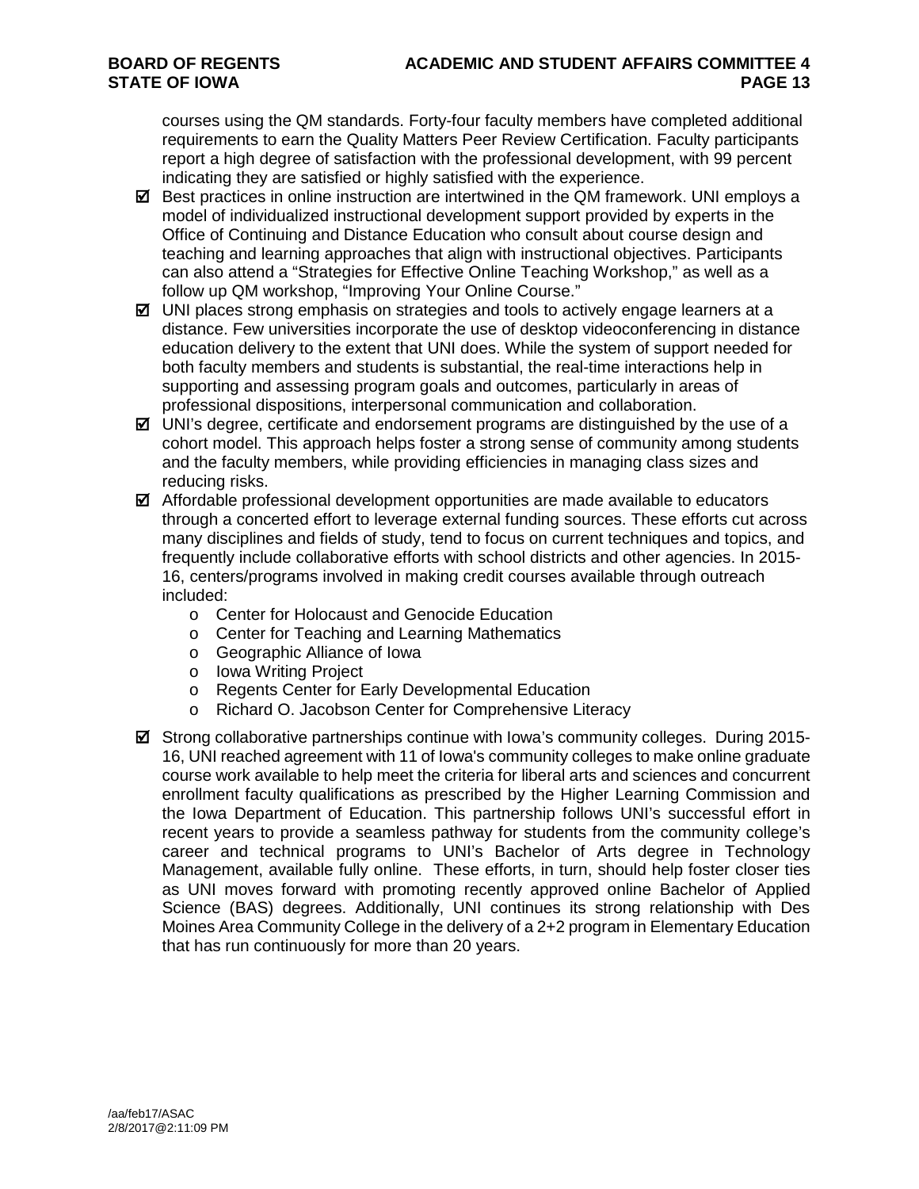courses using the QM standards. Forty-four faculty members have completed additional requirements to earn the Quality Matters Peer Review Certification. Faculty participants report a high degree of satisfaction with the professional development, with 99 percent indicating they are satisfied or highly satisfied with the experience.

- ☑ Best practices in online instruction are intertwined in the QM framework. UNI employs a model of individualized instructional development support provided by experts in the Office of Continuing and Distance Education who consult about course design and teaching and learning approaches that align with instructional objectives. Participants can also attend a "Strategies for Effective Online Teaching Workshop," as well as a follow up QM workshop, "Improving Your Online Course."
- ☑ UNI places strong emphasis on strategies and tools to actively engage learners at a distance. Few universities incorporate the use of desktop videoconferencing in distance education delivery to the extent that UNI does. While the system of support needed for both faculty members and students is substantial, the real-time interactions help in supporting and assessing program goals and outcomes, particularly in areas of professional dispositions, interpersonal communication and collaboration.
- ☑ UNI's degree, certificate and endorsement programs are distinguished by the use of a cohort model. This approach helps foster a strong sense of community among students and the faculty members, while providing efficiencies in managing class sizes and reducing risks.
- ☑ Affordable professional development opportunities are made available to educators through a concerted effort to leverage external funding sources. These efforts cut across many disciplines and fields of study, tend to focus on current techniques and topics, and frequently include collaborative efforts with school districts and other agencies. In 2015-16, centers/programs involved in making credit courses available through outreach included:
    - Center for Holocaust and Genocide Education
    - Center for Teaching and Learning Mathematics
    - Geographic Alliance of Iowa
    - Iowa Writing Project
    - Regents Center for Early Developmental Education
    - Richard O. Jacobson Center for Comprehensive Literacy
- ☑ Strong collaborative partnerships continue with Iowa's community colleges. During 2015-16, UNI reached agreement with 11 of Iowa's community colleges to make online graduate course work available to help meet the criteria for liberal arts and sciences and concurrent enrollment faculty qualifications as prescribed by the Higher Learning Commission and the Iowa Department of Education. This partnership follows UNI's successful effort in recent years to provide a seamless pathway for students from the community college's career and technical programs to UNI's Bachelor of Arts degree in Technology Management, available fully online. These efforts, in turn, should help foster closer ties as UNI moves forward with promoting recently approved online Bachelor of Applied Science (BAS) degrees. Additionally, UNI continues its strong relationship with Des Moines Area Community College in the delivery of a 2+2 program in Elementary Education that has run continuously for more than 20 years.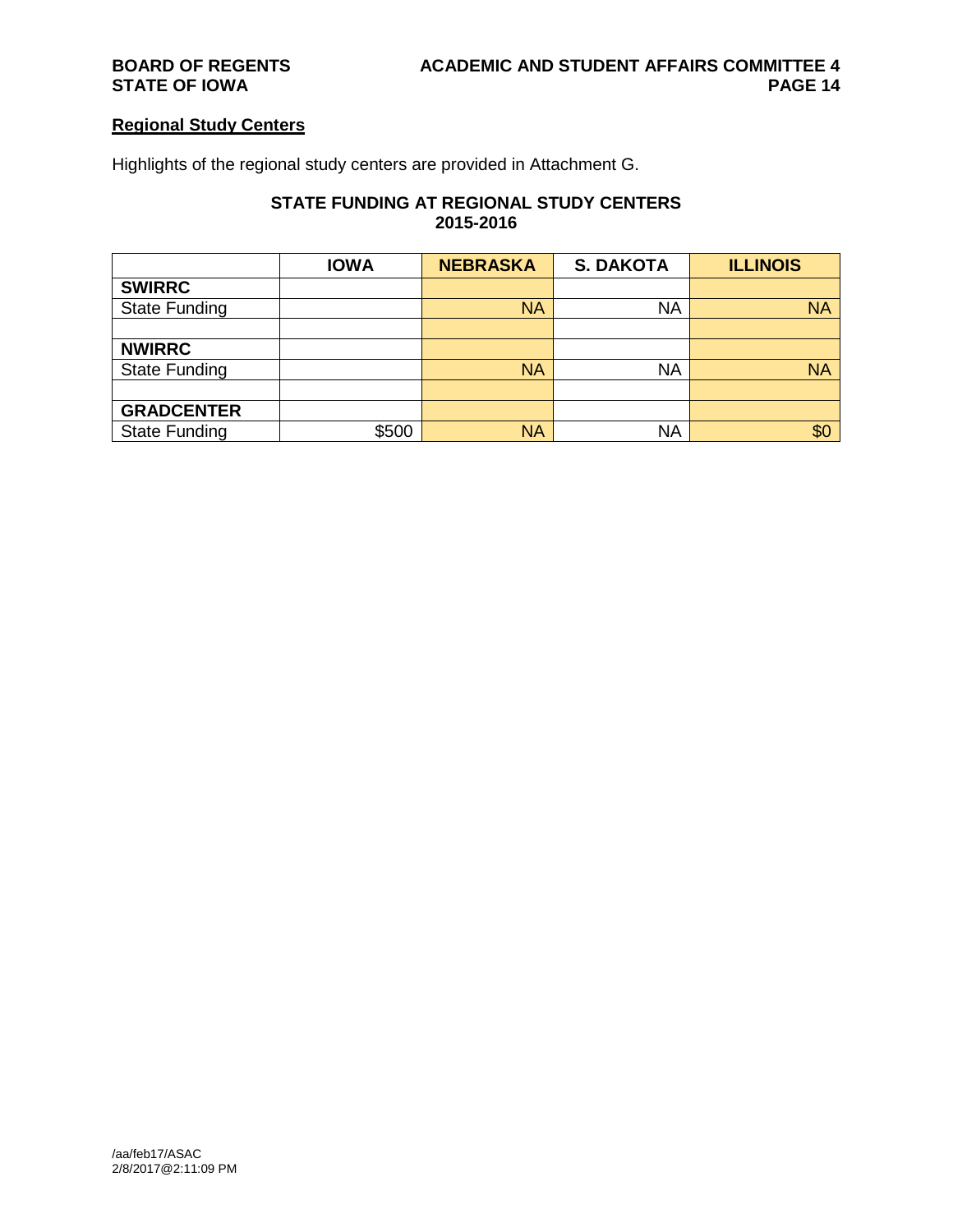## Regional Study Centers

Highlights of the regional study centers are provided in Attachment G.

### STATE FUNDING AT REGIONAL STUDY CENTERS 2015-2016

| | IOWA | NEBRASKA | S. DAKOTA | ILLINOIS |
|---|---|---|---|---|
| **SWIRRC** | | | | |
| State Funding | | NA | NA | NA |
| | | | | |
| **NWIRRC** | | | | |
| State Funding | | NA | NA | NA |
| | | | | |
| **GRADCENTER** | | | | |
| State Funding | $500 | NA | NA | $0 |

/aa/feb17/ASAC
2/8/2017@2:11:09 PM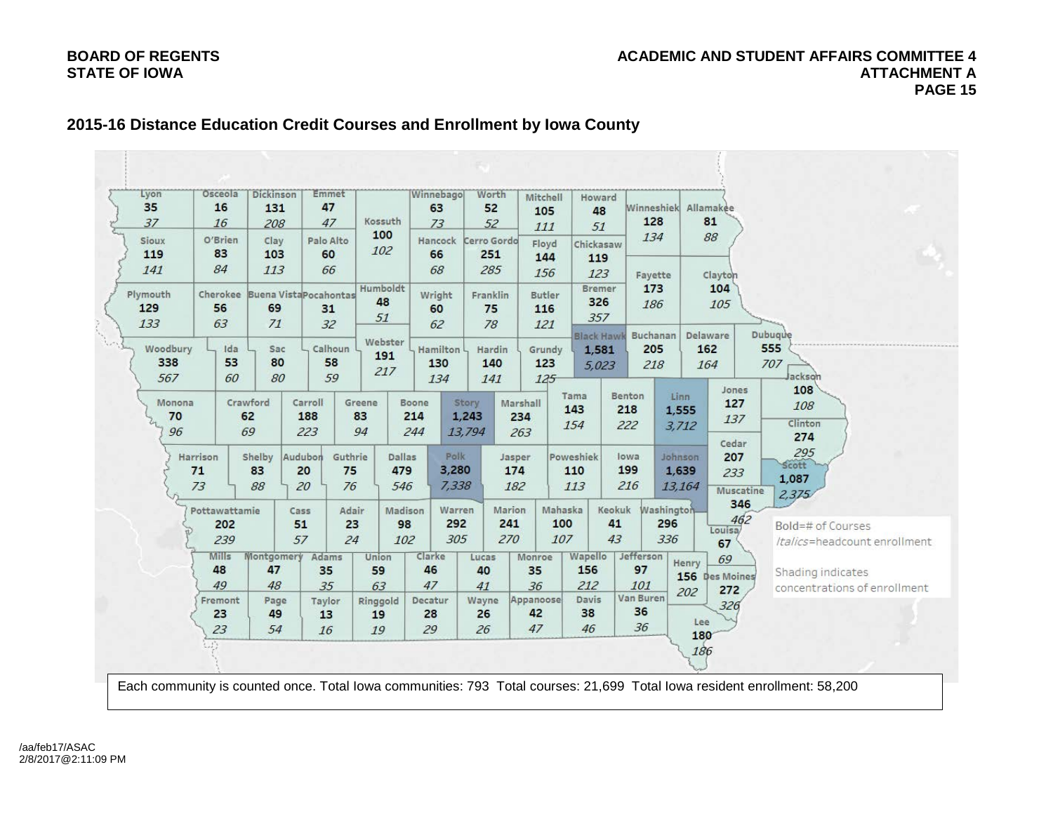## 2015-16 Distance Education Credit Courses and Enrollment by Iowa County

| County | # of Courses | Headcount Enrollment |
|---|---|---|
| Lyon | 35 | 37 |
| Osceola | 16 | 16 |
| Dickinson | 131 | 208 |
| Emmet | 47 | 47 |
| Kossuth | 100 | 102 |
| Winnebago | 63 | 73 |
| Worth | 52 | 52 |
| Mitchell | 105 | 111 |
| Howard | 48 | 51 |
| Winneshiek | 128 | 134 |
| Allamakee | 81 | 88 |
| Sioux | 119 | 141 |
| O'Brien | 83 | 84 |
| Clay | 103 | 113 |
| Palo Alto | 60 | 66 |
| Hancock | 66 | 68 |
| Cerro Gordo | 251 | 285 |
| Floyd | 144 | 156 |
| Chickasaw | 119 | 123 |
| Plymouth | 129 | 133 |
| Cherokee | 56 | 63 |
| Buena Vista | 69 | 71 |
| Pocahontas | 31 | 32 |
| Humboldt | 48 | 51 |
| Wright | 60 | 62 |
| Franklin | 75 | 78 |
| Butler | 116 | 121 |
| Bremer | 326 | 357 |
| Fayette | 173 | 186 |
| Clayton | 104 | 105 |
| Woodbury | 338 | 567 |
| Ida | 53 | 60 |
| Sac | 80 | 80 |
| Calhoun | 58 | 59 |
| Webster | 191 | 217 |
| Hamilton | 130 | 134 |
| Hardin | 140 | 141 |
| Grundy | 123 | 125 |
| Black Hawk | 1,581 | 5,023 |
| Buchanan | 205 | 218 |
| Delaware | 162 | 164 |
| Dubuque | 555 | 707 |
| Monona | 70 | 96 |
| Crawford | 62 | 69 |
| Carroll | 188 | 223 |
| Greene | 83 | 94 |
| Boone | 214 | 244 |
| Story | 1,243 | 13,794 |
| Marshall | 234 | 263 |
| Tama | 143 | 154 |
| Benton | 218 | 222 |
| Linn | 1,555 | 3,712 |
| Jones | 127 | 137 |
| Jackson | 108 | 108 |
| Harrison | 71 | 73 |
| Shelby | 83 | 88 |
| Audubon | 20 | 20 |
| Guthrie | 75 | 76 |
| Dallas | 479 | 546 |
| Polk | 3,280 | 7,338 |
| Jasper | 174 | 182 |
| Poweshiek | 110 | 113 |
| Iowa | 199 | 216 |
| Johnson | 1,639 | 13,164 |
| Cedar | 207 | 233 |
| Clinton | 274 | 295 |
| Scott | 1,087 | 2,375 |
| Pottawattamie | 202 | 239 |
| Cass | 51 | 57 |
| Adair | 23 | 24 |
| Madison | 98 | 102 |
| Warren | 292 | 305 |
| Marion | 241 | 270 |
| Mahaska | 100 | 107 |
| Keokuk | 41 | 43 |
| Washington | 296 | 336 |
| Muscatine | 346 | 462 |
| Louisa | 67 | 69 |
| Mills | 48 | 49 |
| Montgomery | 47 | 48 |
| Adams | 35 | 35 |
| Union | 59 | 63 |
| Clarke | 46 | 47 |
| Lucas | 40 | 41 |
| Monroe | 35 | 36 |
| Wapello | 156 | 212 |
| Jefferson | 97 | 101 |
| Henry | 156 | 202 |
| Des Moines | 272 | 326 |
| Fremont | 23 | 23 |
| Page | 49 | 54 |
| Taylor | 13 | 16 |
| Ringgold | 19 | 19 |
| Decatur | 28 | 29 |
| Wayne | 26 | 26 |
| Appanoose | 42 | 47 |
| Davis | 38 | 46 |
| Van Buren | 36 | 36 |
| Lee | 180 | 186 |

**Bold**=# of Courses
*Italics*=headcount enrollment

Shading indicates concentrations of enrollment

Each community is counted once. Total Iowa communities: 793 Total courses: 21,699 Total Iowa resident enrollment: 58,200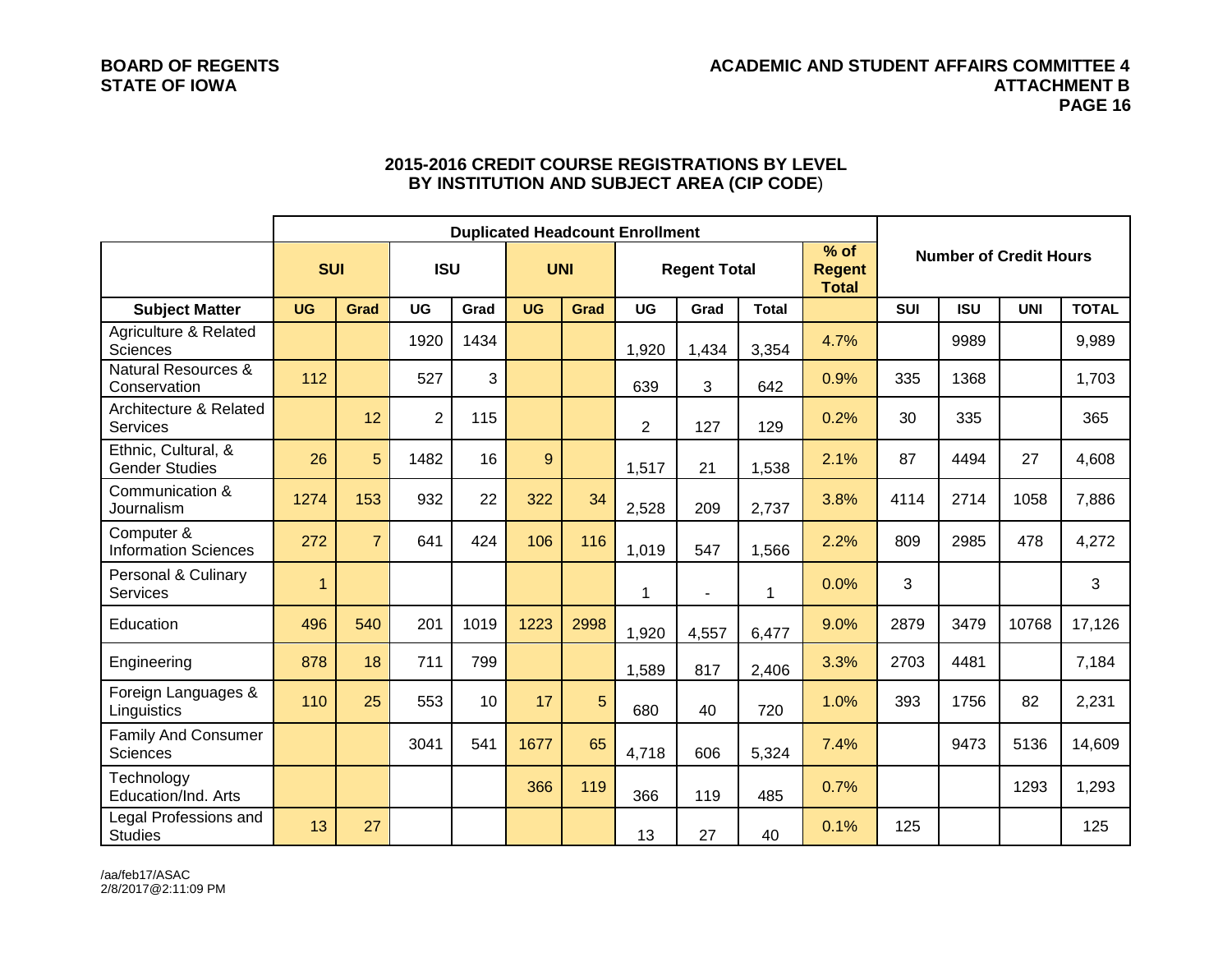## 2015-2016 CREDIT COURSE REGISTRATIONS BY LEVEL BY INSTITUTION AND SUBJECT AREA (CIP CODE)

| | Duplicated Headcount Enrollment | | | | | | | | | | Number of Credit Hours | | | |
|---|---|---|---|---|---|---|---|---|---|---|---|---|---|---|
| | SUI | | ISU | | UNI | | Regent Total | | | % of Regent Total | | | | |
| Subject Matter | UG | Grad | UG | Grad | UG | Grad | UG | Grad | Total | | SUI | ISU | UNI | TOTAL |
| Agriculture & Related Sciences | | | 1920 | 1434 | | | 1,920 | 1,434 | 3,354 | 4.7% | | 9989 | | 9,989 |
| Natural Resources & Conservation | 112 | | 527 | 3 | | | 639 | 3 | 642 | 0.9% | 335 | 1368 | | 1,703 |
| Architecture & Related Services | | 12 | 2 | 115 | | | 2 | 127 | 129 | 0.2% | 30 | 335 | | 365 |
| Ethnic, Cultural, & Gender Studies | 26 | 5 | 1482 | 16 | 9 | | 1,517 | 21 | 1,538 | 2.1% | 87 | 4494 | 27 | 4,608 |
| Communication & Journalism | 1274 | 153 | 932 | 22 | 322 | 34 | 2,528 | 209 | 2,737 | 3.8% | 4114 | 2714 | 1058 | 7,886 |
| Computer & Information Sciences | 272 | 7 | 641 | 424 | 106 | 116 | 1,019 | 547 | 1,566 | 2.2% | 809 | 2985 | 478 | 4,272 |
| Personal & Culinary Services | 1 | | | | | | 1 | - | 1 | 0.0% | 3 | | | 3 |
| Education | 496 | 540 | 201 | 1019 | 1223 | 2998 | 1,920 | 4,557 | 6,477 | 9.0% | 2879 | 3479 | 10768 | 17,126 |
| Engineering | 878 | 18 | 711 | 799 | | | 1,589 | 817 | 2,406 | 3.3% | 2703 | 4481 | | 7,184 |
| Foreign Languages & Linguistics | 110 | 25 | 553 | 10 | 17 | 5 | 680 | 40 | 720 | 1.0% | 393 | 1756 | 82 | 2,231 |
| Family And Consumer Sciences | | | 3041 | 541 | 1677 | 65 | 4,718 | 606 | 5,324 | 7.4% | | 9473 | 5136 | 14,609 |
| Technology Education/Ind. Arts | | | | | 366 | 119 | 366 | 119 | 485 | 0.7% | | | 1293 | 1,293 |
| Legal Professions and Studies | 13 | 27 | | | | | 13 | 27 | 40 | 0.1% | 125 | | | 125 |

/aa/feb17/ASAC
2/8/2017@2:11:09 PM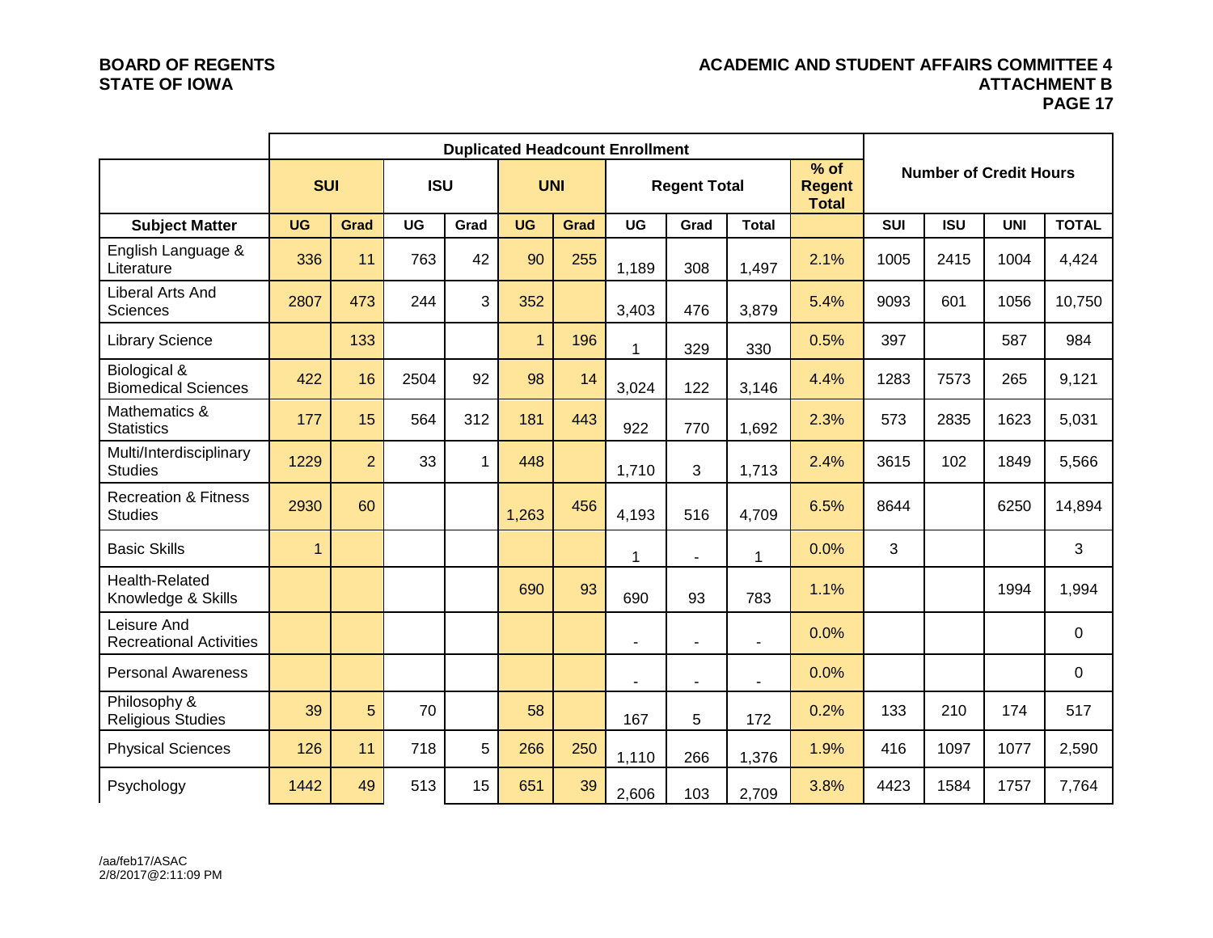| | Duplicated Headcount Enrollment | | | | | | | | | | Number of Credit Hours | | | |
|---|---|---|---|---|---|---|---|---|---|---|---|---|---|---|
| | SUI | | ISU | | UNI | | Regent Total | | | % of Regent Total | | | | |
| Subject Matter | UG | Grad | UG | Grad | UG | Grad | UG | Grad | Total | | SUI | ISU | UNI | TOTAL |
| English Language & Literature | 336 | 11 | 763 | 42 | 90 | 255 | 1,189 | 308 | 1,497 | 2.1% | 1005 | 2415 | 1004 | 4,424 |
| Liberal Arts And Sciences | 2807 | 473 | 244 | 3 | 352 | | 3,403 | 476 | 3,879 | 5.4% | 9093 | 601 | 1056 | 10,750 |
| Library Science | | 133 | | | 1 | 196 | 1 | 329 | 330 | 0.5% | 397 | | 587 | 984 |
| Biological & Biomedical Sciences | 422 | 16 | 2504 | 92 | 98 | 14 | 3,024 | 122 | 3,146 | 4.4% | 1283 | 7573 | 265 | 9,121 |
| Mathematics & Statistics | 177 | 15 | 564 | 312 | 181 | 443 | 922 | 770 | 1,692 | 2.3% | 573 | 2835 | 1623 | 5,031 |
| Multi/Interdisciplinary Studies | 1229 | 2 | 33 | 1 | 448 | | 1,710 | 3 | 1,713 | 2.4% | 3615 | 102 | 1849 | 5,566 |
| Recreation & Fitness Studies | 2930 | 60 | | | 1,263 | 456 | 4,193 | 516 | 4,709 | 6.5% | 8644 | | 6250 | 14,894 |
| Basic Skills | 1 | | | | | | 1 | - | 1 | 0.0% | 3 | | | 3 |
| Health-Related Knowledge & Skills | | | | | 690 | 93 | 690 | 93 | 783 | 1.1% | | | 1994 | 1,994 |
| Leisure And Recreational Activities | | | | | | | - | - | - | 0.0% | | | | 0 |
| Personal Awareness | | | | | | | - | - | - | 0.0% | | | | 0 |
| Philosophy & Religious Studies | 39 | 5 | 70 | | 58 | | 167 | 5 | 172 | 0.2% | 133 | 210 | 174 | 517 |
| Physical Sciences | 126 | 11 | 718 | 5 | 266 | 250 | 1,110 | 266 | 1,376 | 1.9% | 416 | 1097 | 1077 | 2,590 |
| Psychology | 1442 | 49 | 513 | 15 | 651 | 39 | 2,606 | 103 | 2,709 | 3.8% | 4423 | 1584 | 1757 | 7,764 |

/aa/feb17/ASAC
2/8/2017@2:11:09 PM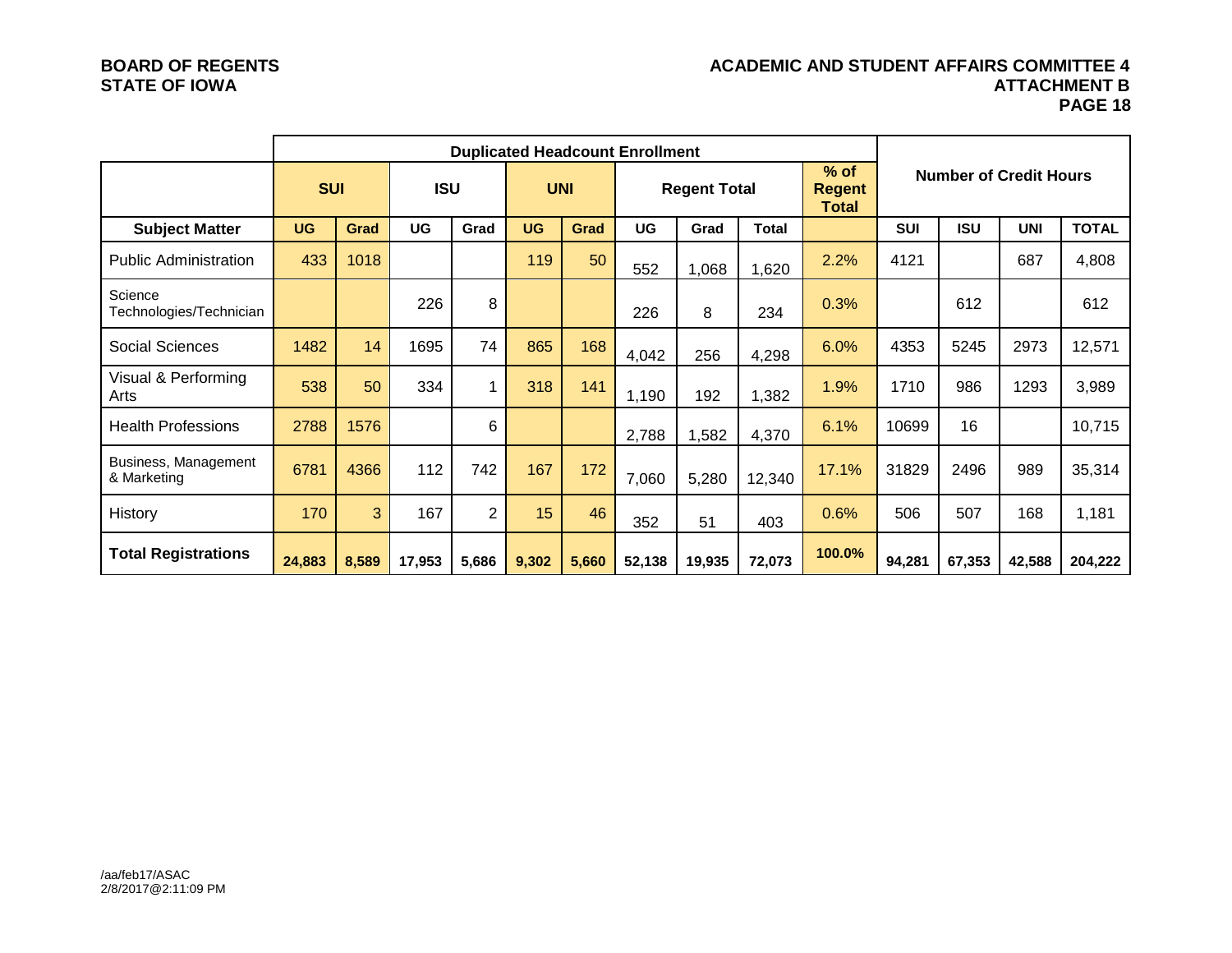| | Duplicated Headcount Enrollment | | | | | | | | | | Number of Credit Hours | | | |
|---|---|---|---|---|---|---|---|---|---|---|---|---|---|---|
| | SUI | | ISU | | UNI | | Regent Total | | | % of Regent Total | | | | |
| Subject Matter | UG | Grad | UG | Grad | UG | Grad | UG | Grad | Total | | SUI | ISU | UNI | TOTAL |
| Public Administration | 433 | 1018 | | | 119 | 50 | 552 | 1,068 | 1,620 | 2.2% | 4121 | | 687 | 4,808 |
| Science Technologies/Technician | | | 226 | 8 | | | 226 | 8 | 234 | 0.3% | | 612 | | 612 |
| Social Sciences | 1482 | 14 | 1695 | 74 | 865 | 168 | 4,042 | 256 | 4,298 | 6.0% | 4353 | 5245 | 2973 | 12,571 |
| Visual & Performing Arts | 538 | 50 | 334 | 1 | 318 | 141 | 1,190 | 192 | 1,382 | 1.9% | 1710 | 986 | 1293 | 3,989 |
| Health Professions | 2788 | 1576 | | 6 | | | 2,788 | 1,582 | 4,370 | 6.1% | 10699 | 16 | | 10,715 |
| Business, Management & Marketing | 6781 | 4366 | 112 | 742 | 167 | 172 | 7,060 | 5,280 | 12,340 | 17.1% | 31829 | 2496 | 989 | 35,314 |
| History | 170 | 3 | 167 | 2 | 15 | 46 | 352 | 51 | 403 | 0.6% | 506 | 507 | 168 | 1,181 |
| **Total Registrations** | **24,883** | **8,589** | **17,953** | **5,686** | **9,302** | **5,660** | **52,138** | **19,935** | **72,073** | **100.0%** | **94,281** | **67,353** | **42,588** | **204,222** |

/aa/feb17/ASAC
2/8/2017@2:11:09 PM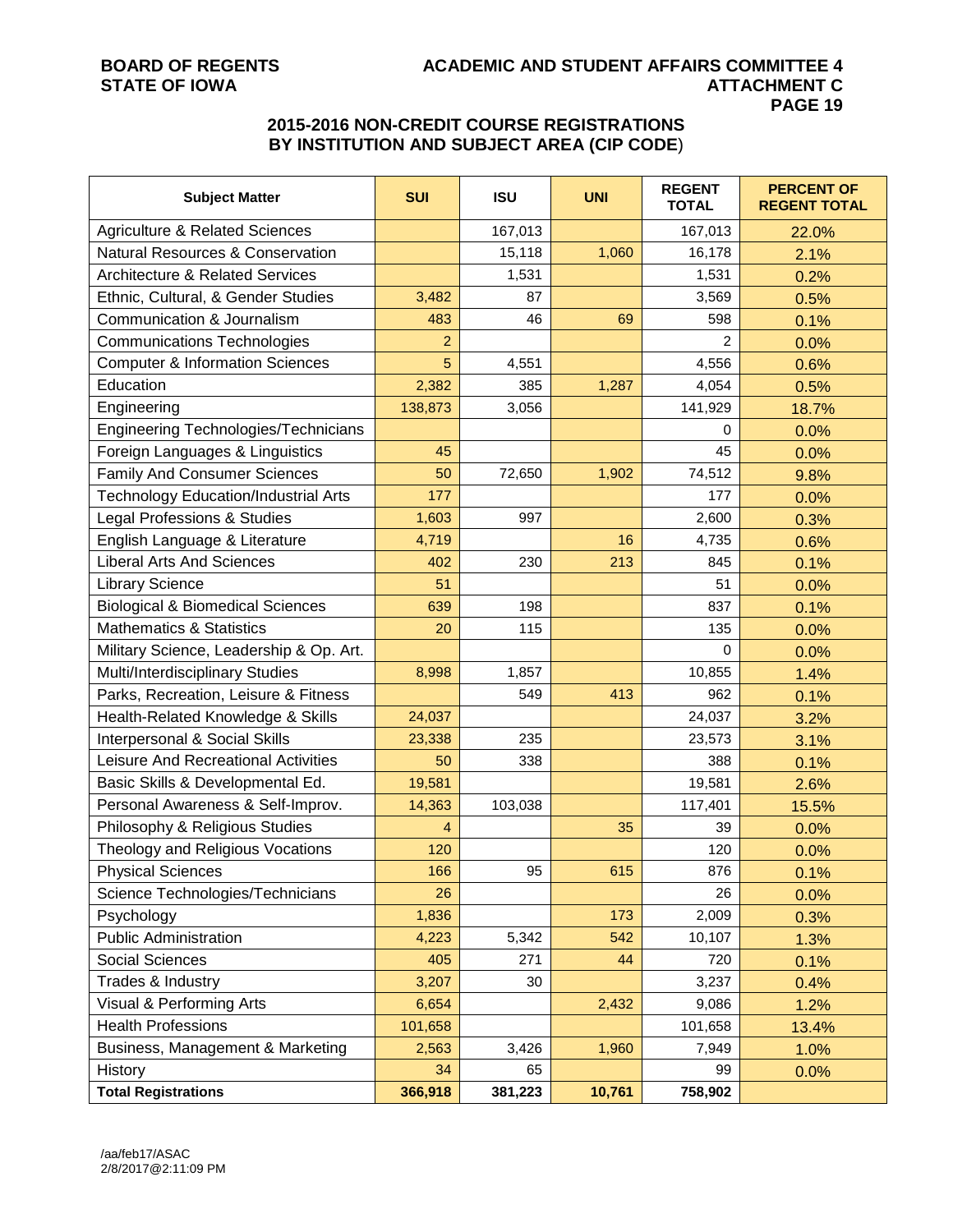**BOARD OF REGENTS**
**STATE OF IOWA**

**ACADEMIC AND STUDENT AFFAIRS COMMITTEE 4**
**ATTACHMENT C**
**PAGE 19**

## 2015-2016 NON-CREDIT COURSE REGISTRATIONS BY INSTITUTION AND SUBJECT AREA (CIP CODE)

| Subject Matter | SUI | ISU | UNI | REGENT TOTAL | PERCENT OF REGENT TOTAL |
|---|---|---|---|---|---|
| Agriculture & Related Sciences | | 167,013 | | 167,013 | 22.0% |
| Natural Resources & Conservation | | 15,118 | 1,060 | 16,178 | 2.1% |
| Architecture & Related Services | | 1,531 | | 1,531 | 0.2% |
| Ethnic, Cultural, & Gender Studies | 3,482 | 87 | | 3,569 | 0.5% |
| Communication & Journalism | 483 | 46 | 69 | 598 | 0.1% |
| Communications Technologies | 2 | | | 2 | 0.0% |
| Computer & Information Sciences | 5 | 4,551 | | 4,556 | 0.6% |
| Education | 2,382 | 385 | 1,287 | 4,054 | 0.5% |
| Engineering | 138,873 | 3,056 | | 141,929 | 18.7% |
| Engineering Technologies/Technicians | | | | 0 | 0.0% |
| Foreign Languages & Linguistics | 45 | | | 45 | 0.0% |
| Family And Consumer Sciences | 50 | 72,650 | 1,902 | 74,512 | 9.8% |
| Technology Education/Industrial Arts | 177 | | | 177 | 0.0% |
| Legal Professions & Studies | 1,603 | 997 | | 2,600 | 0.3% |
| English Language & Literature | 4,719 | | 16 | 4,735 | 0.6% |
| Liberal Arts And Sciences | 402 | 230 | 213 | 845 | 0.1% |
| Library Science | 51 | | | 51 | 0.0% |
| Biological & Biomedical Sciences | 639 | 198 | | 837 | 0.1% |
| Mathematics & Statistics | 20 | 115 | | 135 | 0.0% |
| Military Science, Leadership & Op. Art. | | | | 0 | 0.0% |
| Multi/Interdisciplinary Studies | 8,998 | 1,857 | | 10,855 | 1.4% |
| Parks, Recreation, Leisure & Fitness | | 549 | 413 | 962 | 0.1% |
| Health-Related Knowledge & Skills | 24,037 | | | 24,037 | 3.2% |
| Interpersonal & Social Skills | 23,338 | 235 | | 23,573 | 3.1% |
| Leisure And Recreational Activities | 50 | 338 | | 388 | 0.1% |
| Basic Skills & Developmental Ed. | 19,581 | | | 19,581 | 2.6% |
| Personal Awareness & Self-Improv. | 14,363 | 103,038 | | 117,401 | 15.5% |
| Philosophy & Religious Studies | 4 | | 35 | 39 | 0.0% |
| Theology and Religious Vocations | 120 | | | 120 | 0.0% |
| Physical Sciences | 166 | 95 | 615 | 876 | 0.1% |
| Science Technologies/Technicians | 26 | | | 26 | 0.0% |
| Psychology | 1,836 | | 173 | 2,009 | 0.3% |
| Public Administration | 4,223 | 5,342 | 542 | 10,107 | 1.3% |
| Social Sciences | 405 | 271 | 44 | 720 | 0.1% |
| Trades & Industry | 3,207 | 30 | | 3,237 | 0.4% |
| Visual & Performing Arts | 6,654 | | 2,432 | 9,086 | 1.2% |
| Health Professions | 101,658 | | | 101,658 | 13.4% |
| Business, Management & Marketing | 2,563 | 3,426 | 1,960 | 7,949 | 1.0% |
| History | 34 | 65 | | 99 | 0.0% |
| **Total Registrations** | **366,918** | **381,223** | **10,761** | **758,902** | |

/aa/feb17/ASAC
2/8/2017@2:11:09 PM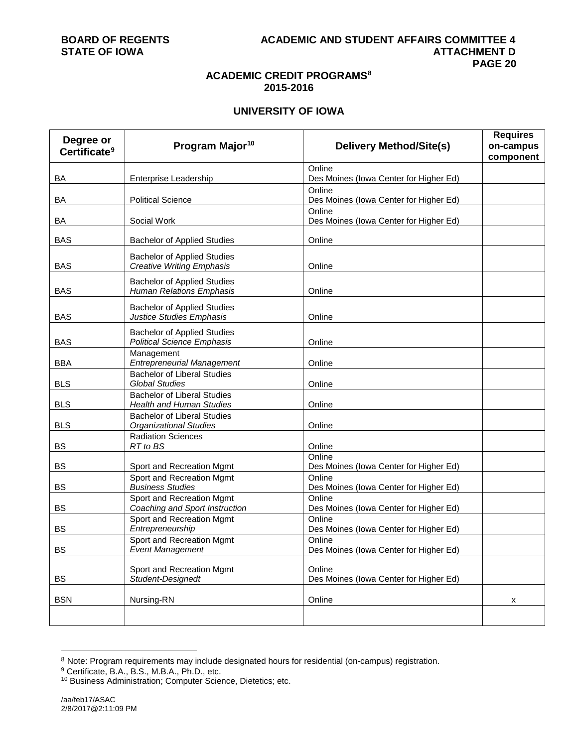BOARD OF REGENTS
STATE OF IOWA

ACADEMIC AND STUDENT AFFAIRS COMMITTEE 4
ATTACHMENT D

## ACADEMIC CREDIT PROGRAMS[8]
## 2015-2016

### UNIVERSITY OF IOWA

| Degree or Certificate[9] | Program Major[10] | Delivery Method/Site(s) | Requires on-campus component |
|---|---|---|---|
| BA | Enterprise Leadership | Online<br>Des Moines (Iowa Center for Higher Ed) | |
| BA | Political Science | Online<br>Des Moines (Iowa Center for Higher Ed) | |
| BA | Social Work | Online<br>Des Moines (Iowa Center for Higher Ed) | |
| BAS | Bachelor of Applied Studies | Online | |
| BAS | Bachelor of Applied Studies<br>*Creative Writing Emphasis* | Online | |
| BAS | Bachelor of Applied Studies<br>*Human Relations Emphasis* | Online | |
| BAS | Bachelor of Applied Studies<br>*Justice Studies Emphasis* | Online | |
| BAS | Bachelor of Applied Studies<br>*Political Science Emphasis* | Online | |
| BBA | Management<br>*Entrepreneurial Management* | Online | |
| BLS | Bachelor of Liberal Studies<br>*Global Studies* | Online | |
| BLS | Bachelor of Liberal Studies<br>*Health and Human Studies* | Online | |
| BLS | Bachelor of Liberal Studies<br>*Organizational Studies* | Online | |
| BS | Radiation Sciences<br>*RT to BS* | Online | |
| BS | Sport and Recreation Mgmt | Online<br>Des Moines (Iowa Center for Higher Ed) | |
| BS | Sport and Recreation Mgmt<br>*Business Studies* | Online<br>Des Moines (Iowa Center for Higher Ed) | |
| BS | Sport and Recreation Mgmt<br>*Coaching and Sport Instruction* | Online<br>Des Moines (Iowa Center for Higher Ed) | |
| BS | Sport and Recreation Mgmt<br>*Entrepreneurship* | Online<br>Des Moines (Iowa Center for Higher Ed) | |
| BS | Sport and Recreation Mgmt<br>*Event Management* | Online<br>Des Moines (Iowa Center for Higher Ed) | |
| BS | Sport and Recreation Mgmt<br>*Student-Designedt* | Online<br>Des Moines (Iowa Center for Higher Ed) | |
| BSN | Nursing-RN | Online | x |
| | | | |

[8] Note: Program requirements may include designated hours for residential (on-campus) registration.
[9] Certificate, B.A., B.S., M.B.A., Ph.D., etc.
[10] Business Administration; Computer Science, Dietetics; etc.

/aa/feb17/ASAC
2/8/2017@2:11:09 PM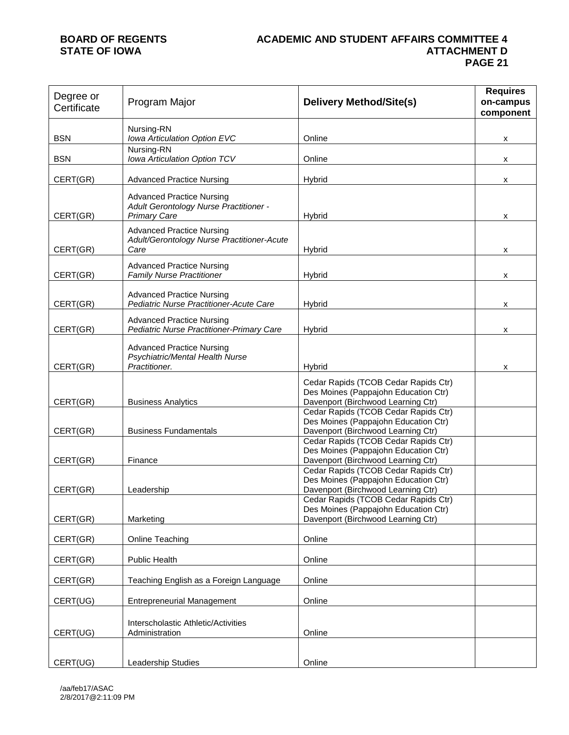| Degree or Certificate | Program Major | Delivery Method/Site(s) | Requires on-campus component |
|---|---|---|---|
| BSN | Nursing-RN *Iowa Articulation Option EVC* | Online | x |
| BSN | Nursing-RN *Iowa Articulation Option TCV* | Online | x |
| CERT(GR) | Advanced Practice Nursing | Hybrid | x |
| CERT(GR) | Advanced Practice Nursing *Adult Gerontology Nurse Practitioner - Primary Care* | Hybrid | x |
| CERT(GR) | Advanced Practice Nursing *Adult/Gerontology Nurse Practitioner-Acute Care* | Hybrid | x |
| CERT(GR) | Advanced Practice Nursing *Family Nurse Practitioner* | Hybrid | x |
| CERT(GR) | Advanced Practice Nursing *Pediatric Nurse Practitioner-Acute Care* | Hybrid | x |
| CERT(GR) | Advanced Practice Nursing *Pediatric Nurse Practitioner-Primary Care* | Hybrid | x |
| CERT(GR) | Advanced Practice Nursing *Psychiatric/Mental Health Nurse Practitioner.* | Hybrid | x |
| CERT(GR) | Business Analytics | Cedar Rapids (TCOB Cedar Rapids Ctr) Des Moines (Pappajohn Education Ctr) Davenport (Birchwood Learning Ctr) | |
| CERT(GR) | Business Fundamentals | Cedar Rapids (TCOB Cedar Rapids Ctr) Des Moines (Pappajohn Education Ctr) Davenport (Birchwood Learning Ctr) | |
| CERT(GR) | Finance | Cedar Rapids (TCOB Cedar Rapids Ctr) Des Moines (Pappajohn Education Ctr) Davenport (Birchwood Learning Ctr) | |
| CERT(GR) | Leadership | Cedar Rapids (TCOB Cedar Rapids Ctr) Des Moines (Pappajohn Education Ctr) Davenport (Birchwood Learning Ctr) | |
| CERT(GR) | Marketing | Cedar Rapids (TCOB Cedar Rapids Ctr) Des Moines (Pappajohn Education Ctr) Davenport (Birchwood Learning Ctr) | |
| CERT(GR) | Online Teaching | Online | |
| CERT(GR) | Public Health | Online | |
| CERT(GR) | Teaching English as a Foreign Language | Online | |
| CERT(UG) | Entrepreneurial Management | Online | |
| CERT(UG) | Interscholastic Athletic/Activities Administration | Online | |
| CERT(UG) | Leadership Studies | Online | |

/aa/feb17/ASAC
2/8/2017@2:11:09 PM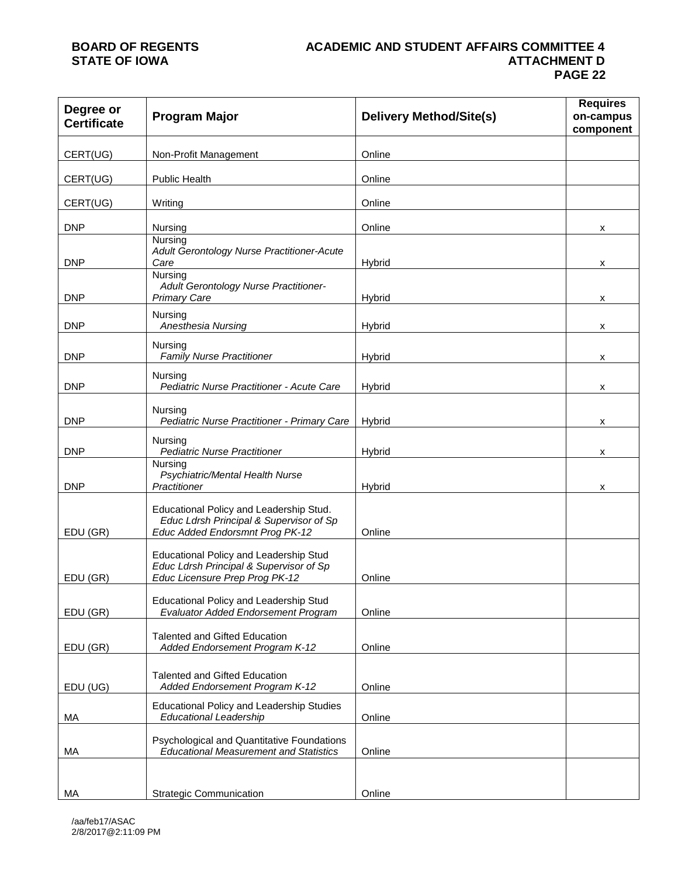| Degree or Certificate | Program Major | Delivery Method/Site(s) | Requires on-campus component |
|---|---|---|---|
| CERT(UG) | Non-Profit Management | Online | |
| CERT(UG) | Public Health | Online | |
| CERT(UG) | Writing | Online | |
| DNP | Nursing | Online | x |
| DNP | Nursing *Adult Gerontology Nurse Practitioner-Acute Care* | Hybrid | x |
| DNP | Nursing *Adult Gerontology Nurse Practitioner-Primary Care* | Hybrid | x |
| DNP | Nursing *Anesthesia Nursing* | Hybrid | x |
| DNP | Nursing *Family Nurse Practitioner* | Hybrid | x |
| DNP | Nursing *Pediatric Nurse Practitioner - Acute Care* | Hybrid | x |
| DNP | Nursing *Pediatric Nurse Practitioner - Primary Care* | Hybrid | x |
| DNP | Nursing *Pediatric Nurse Practitioner* | Hybrid | x |
| DNP | Nursing *Psychiatric/Mental Health Nurse Practitioner* | Hybrid | x |
| EDU (GR) | Educational Policy and Leadership Stud. *Educ Ldrsh Principal & Supervisor of Sp Educ Added Endorsmnt Prog PK-12* | Online | |
| EDU (GR) | Educational Policy and Leadership Stud *Educ Ldrsh Principal & Supervisor of Sp Educ Licensure Prep Prog PK-12* | Online | |
| EDU (GR) | Educational Policy and Leadership Stud *Evaluator Added Endorsement Program* | Online | |
| EDU (GR) | Talented and Gifted Education *Added Endorsement Program K-12* | Online | |
| EDU (UG) | Talented and Gifted Education *Added Endorsement Program K-12* | Online | |
| MA | Educational Policy and Leadership Studies *Educational Leadership* | Online | |
| MA | Psychological and Quantitative Foundations *Educational Measurement and Statistics* | Online | |
| MA | Strategic Communication | Online | |

/aa/feb17/ASAC
2/8/2017@2:11:09 PM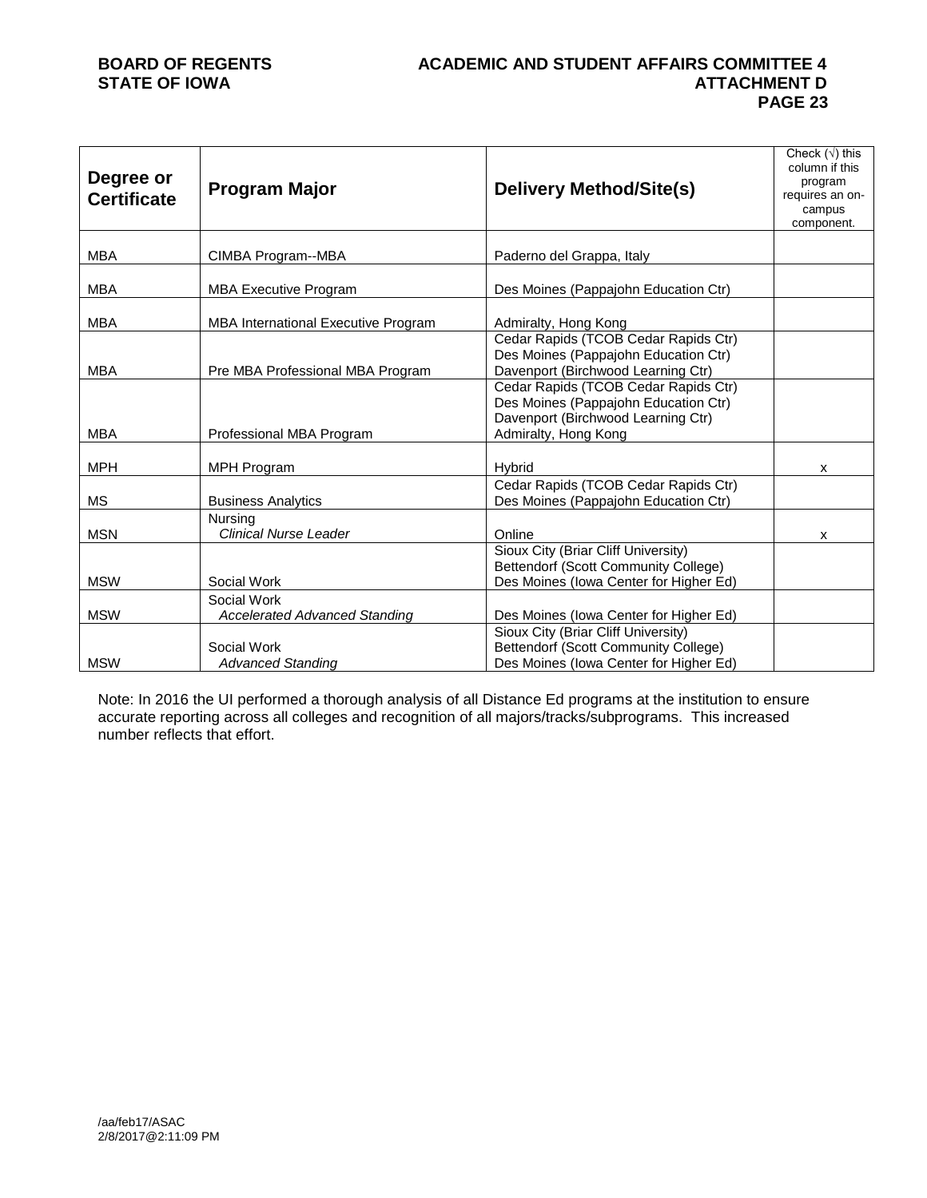| Degree or Certificate | Program Major | Delivery Method/Site(s) | Check (√) this column if this program requires an on-campus component. |
|---|---|---|---|
| MBA | CIMBA Program--MBA | Paderno del Grappa, Italy | |
| MBA | MBA Executive Program | Des Moines (Pappajohn Education Ctr) | |
| MBA | MBA International Executive Program | Admiralty, Hong Kong | |
| MBA | Pre MBA Professional MBA Program | Cedar Rapids (TCOB Cedar Rapids Ctr)<br>Des Moines (Pappajohn Education Ctr)<br>Davenport (Birchwood Learning Ctr) | |
| MBA | Professional MBA Program | Cedar Rapids (TCOB Cedar Rapids Ctr)<br>Des Moines (Pappajohn Education Ctr)<br>Davenport (Birchwood Learning Ctr)<br>Admiralty, Hong Kong | |
| MPH | MPH Program | Hybrid | x |
| MS | Business Analytics | Cedar Rapids (TCOB Cedar Rapids Ctr)<br>Des Moines (Pappajohn Education Ctr) | |
| MSN | Nursing<br>*Clinical Nurse Leader* | Online | x |
| MSW | Social Work | Sioux City (Briar Cliff University)<br>Bettendorf (Scott Community College)<br>Des Moines (Iowa Center for Higher Ed) | |
| MSW | Social Work<br>*Accelerated Advanced Standing* | Des Moines (Iowa Center for Higher Ed) | |
| MSW | Social Work<br>*Advanced Standing* | Sioux City (Briar Cliff University)<br>Bettendorf (Scott Community College)<br>Des Moines (Iowa Center for Higher Ed) | |

Note: In 2016 the UI performed a thorough analysis of all Distance Ed programs at the institution to ensure accurate reporting across all colleges and recognition of all majors/tracks/subprograms. This increased number reflects that effort.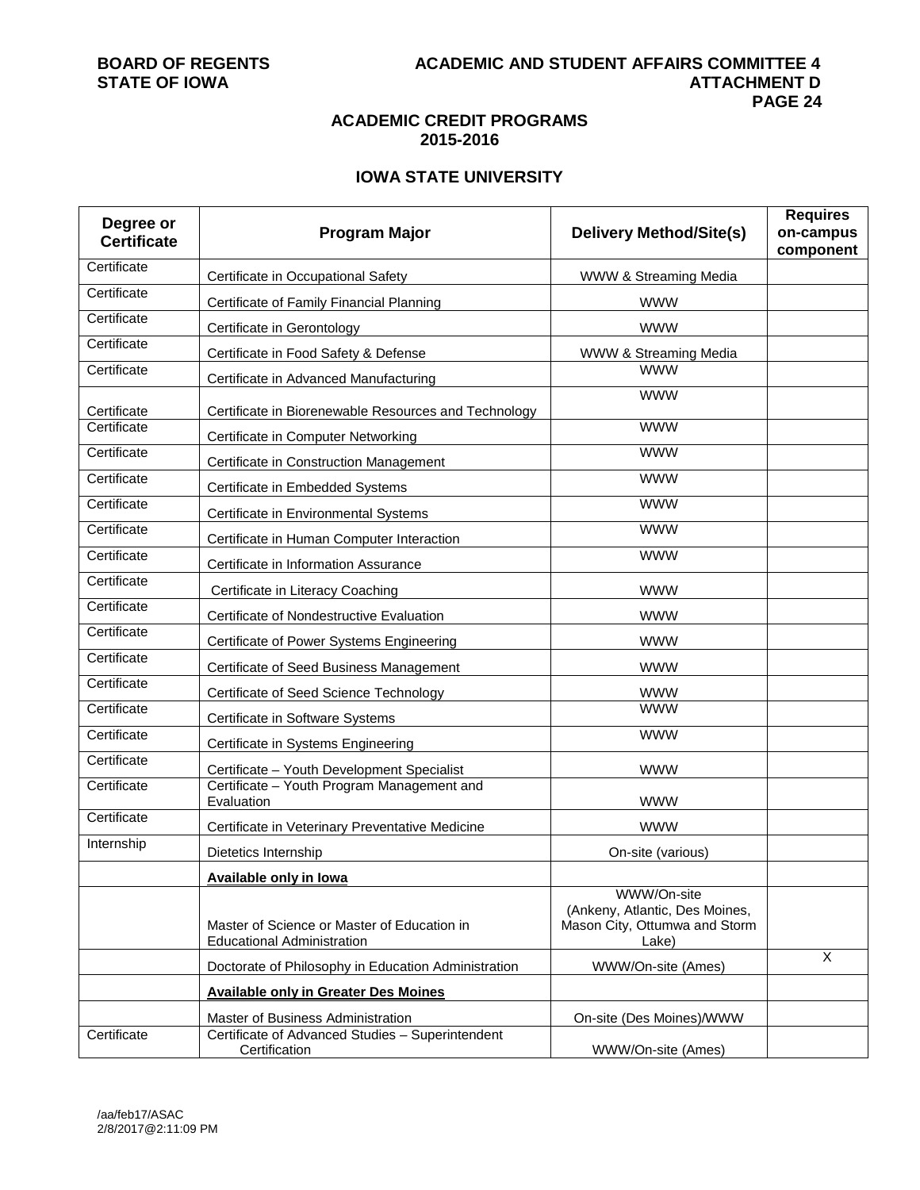## ACADEMIC CREDIT PROGRAMS 2015-2016

### IOWA STATE UNIVERSITY

| Degree or Certificate | Program Major | Delivery Method/Site(s) | Requires on-campus component |
|---|---|---|---|
| Certificate | Certificate in Occupational Safety | WWW & Streaming Media | |
| Certificate | Certificate of Family Financial Planning | WWW | |
| Certificate | Certificate in Gerontology | WWW | |
| Certificate | Certificate in Food Safety & Defense | WWW & Streaming Media | |
| Certificate | Certificate in Advanced Manufacturing | WWW | |
| Certificate | Certificate in Biorenewable Resources and Technology | WWW | |
| Certificate | Certificate in Computer Networking | WWW | |
| Certificate | Certificate in Construction Management | WWW | |
| Certificate | Certificate in Embedded Systems | WWW | |
| Certificate | Certificate in Environmental Systems | WWW | |
| Certificate | Certificate in Human Computer Interaction | WWW | |
| Certificate | Certificate in Information Assurance | WWW | |
| Certificate | Certificate in Literacy Coaching | WWW | |
| Certificate | Certificate of Nondestructive Evaluation | WWW | |
| Certificate | Certificate of Power Systems Engineering | WWW | |
| Certificate | Certificate of Seed Business Management | WWW | |
| Certificate | Certificate of Seed Science Technology | WWW | |
| Certificate | Certificate in Software Systems | WWW | |
| Certificate | Certificate in Systems Engineering | WWW | |
| Certificate | Certificate – Youth Development Specialist | WWW | |
| Certificate | Certificate – Youth Program Management and Evaluation | WWW | |
| Certificate | Certificate in Veterinary Preventative Medicine | WWW | |
| Internship | Dietetics Internship | On-site (various) | |
| | **Available only in Iowa** | | |
| | Master of Science or Master of Education in Educational Administration | WWW/On-site (Ankeny, Atlantic, Des Moines, Mason City, Ottumwa and Storm Lake) | |
| | Doctorate of Philosophy in Education Administration | WWW/On-site (Ames) | X |
| | **Available only in Greater Des Moines** | | |
| | Master of Business Administration | On-site (Des Moines)/WWW | |
| Certificate | Certificate of Advanced Studies – Superintendent Certification | WWW/On-site (Ames) | |

/aa/feb17/ASAC
2/8/2017@2:11:09 PM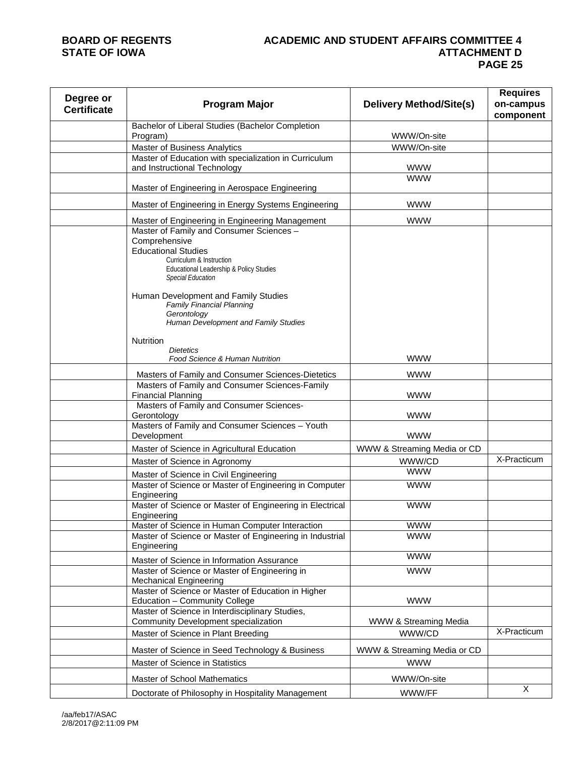| Degree or Certificate | Program Major | Delivery Method/Site(s) | Requires on-campus component |
|---|---|---|---|
| | Bachelor of Liberal Studies (Bachelor Completion Program) | WWW/On-site | |
| | Master of Business Analytics | WWW/On-site | |
| | Master of Education with specialization in Curriculum and Instructional Technology | WWW | |
| | Master of Engineering in Aerospace Engineering | WWW | |
| | Master of Engineering in Energy Systems Engineering | WWW | |
| | Master of Engineering in Engineering Management | WWW | |
| | Master of Family and Consumer Sciences – Comprehensive<br>Educational Studies<br>Curriculum & Instruction<br>Educational Leadership & Policy Studies<br>*Special Education*<br><br>Human Development and Family Studies<br>*Family Financial Planning*<br>*Gerontology*<br>*Human Development and Family Studies*<br><br>Nutrition<br>*Dietetics*<br>*Food Science & Human Nutrition* | WWW | |
| | Masters of Family and Consumer Sciences-Dietetics | WWW | |
| | Masters of Family and Consumer Sciences-Family Financial Planning | WWW | |
| | Masters of Family and Consumer Sciences-Gerontology | WWW | |
| | Masters of Family and Consumer Sciences – Youth Development | WWW | |
| | Master of Science in Agricultural Education | WWW & Streaming Media or CD | |
| | Master of Science in Agronomy | WWW/CD | X-Practicum |
| | Master of Science in Civil Engineering | WWW | |
| | Master of Science or Master of Engineering in Computer Engineering | WWW | |
| | Master of Science or Master of Engineering in Electrical Engineering | WWW | |
| | Master of Science in Human Computer Interaction | WWW | |
| | Master of Science or Master of Engineering in Industrial Engineering | WWW | |
| | Master of Science in Information Assurance | WWW | |
| | Master of Science or Master of Engineering in Mechanical Engineering | WWW | |
| | Master of Science or Master of Education in Higher Education – Community College | WWW | |
| | Master of Science in Interdisciplinary Studies, Community Development specialization | WWW & Streaming Media | |
| | Master of Science in Plant Breeding | WWW/CD | X-Practicum |
| | Master of Science in Seed Technology & Business | WWW & Streaming Media or CD | |
| | Master of Science in Statistics | WWW | |
| | Master of School Mathematics | WWW/On-site | |
| | Doctorate of Philosophy in Hospitality Management | WWW/FF | X |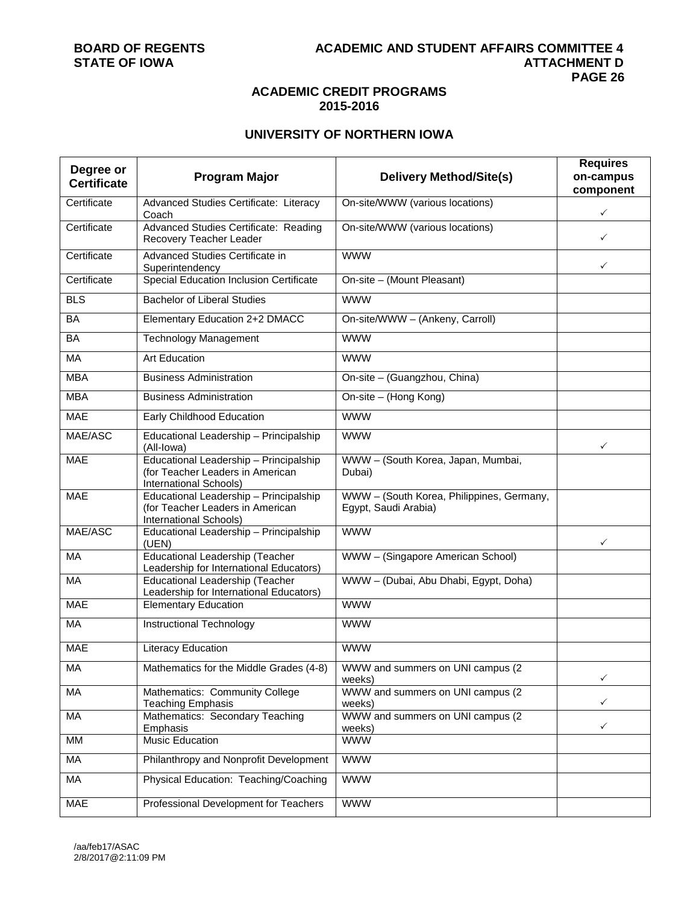## ACADEMIC CREDIT PROGRAMS
## 2015-2016

### UNIVERSITY OF NORTHERN IOWA

| Degree or Certificate | Program Major | Delivery Method/Site(s) | Requires on-campus component |
|---|---|---|---|
| Certificate | Advanced Studies Certificate: Literacy Coach | On-site/WWW (various locations) | ✓ |
| Certificate | Advanced Studies Certificate: Reading Recovery Teacher Leader | On-site/WWW (various locations) | ✓ |
| Certificate | Advanced Studies Certificate in Superintendency | WWW | ✓ |
| Certificate | Special Education Inclusion Certificate | On-site – (Mount Pleasant) | |
| BLS | Bachelor of Liberal Studies | WWW | |
| BA | Elementary Education 2+2 DMACC | On-site/WWW – (Ankeny, Carroll) | |
| BA | Technology Management | WWW | |
| MA | Art Education | WWW | |
| MBA | Business Administration | On-site – (Guangzhou, China) | |
| MBA | Business Administration | On-site – (Hong Kong) | |
| MAE | Early Childhood Education | WWW | |
| MAE/ASC | Educational Leadership – Principalship (All-Iowa) | WWW | ✓ |
| MAE | Educational Leadership – Principalship (for Teacher Leaders in American International Schools) | WWW – (South Korea, Japan, Mumbai, Dubai) | |
| MAE | Educational Leadership – Principalship (for Teacher Leaders in American International Schools) | WWW – (South Korea, Philippines, Germany, Egypt, Saudi Arabia) | |
| MAE/ASC | Educational Leadership – Principalship (UEN) | WWW | ✓ |
| MA | Educational Leadership (Teacher Leadership for International Educators) | WWW – (Singapore American School) | |
| MA | Educational Leadership (Teacher Leadership for International Educators) | WWW – (Dubai, Abu Dhabi, Egypt, Doha) | |
| MAE | Elementary Education | WWW | |
| MA | Instructional Technology | WWW | |
| MAE | Literacy Education | WWW | |
| MA | Mathematics for the Middle Grades (4-8) | WWW and summers on UNI campus (2 weeks) | ✓ |
| MA | Mathematics: Community College Teaching Emphasis | WWW and summers on UNI campus (2 weeks) | ✓ |
| MA | Mathematics: Secondary Teaching Emphasis | WWW and summers on UNI campus (2 weeks) | ✓ |
| MM | Music Education | WWW | |
| MA | Philanthropy and Nonprofit Development | WWW | |
| MA | Physical Education: Teaching/Coaching | WWW | |
| MAE | Professional Development for Teachers | WWW | |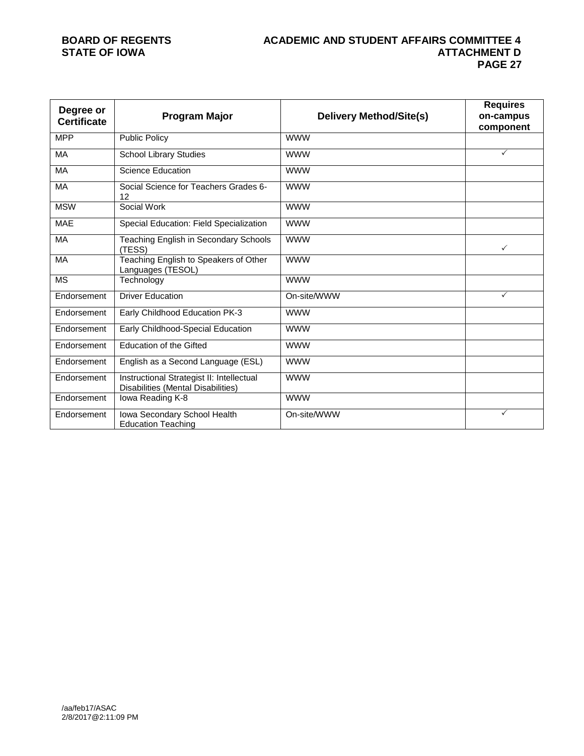| Degree or Certificate | Program Major | Delivery Method/Site(s) | Requires on-campus component |
|---|---|---|---|
| MPP | Public Policy | WWW | |
| MA | School Library Studies | WWW | ✓ |
| MA | Science Education | WWW | |
| MA | Social Science for Teachers Grades 6-12 | WWW | |
| MSW | Social Work | WWW | |
| MAE | Special Education: Field Specialization | WWW | |
| MA | Teaching English in Secondary Schools (TESS) | WWW | ✓ |
| MA | Teaching English to Speakers of Other Languages (TESOL) | WWW | |
| MS | Technology | WWW | |
| Endorsement | Driver Education | On-site/WWW | ✓ |
| Endorsement | Early Childhood Education PK-3 | WWW | |
| Endorsement | Early Childhood-Special Education | WWW | |
| Endorsement | Education of the Gifted | WWW | |
| Endorsement | English as a Second Language (ESL) | WWW | |
| Endorsement | Instructional Strategist II: Intellectual Disabilities (Mental Disabilities) | WWW | |
| Endorsement | Iowa Reading K-8 | WWW | |
| Endorsement | Iowa Secondary School Health Education Teaching | On-site/WWW | ✓ |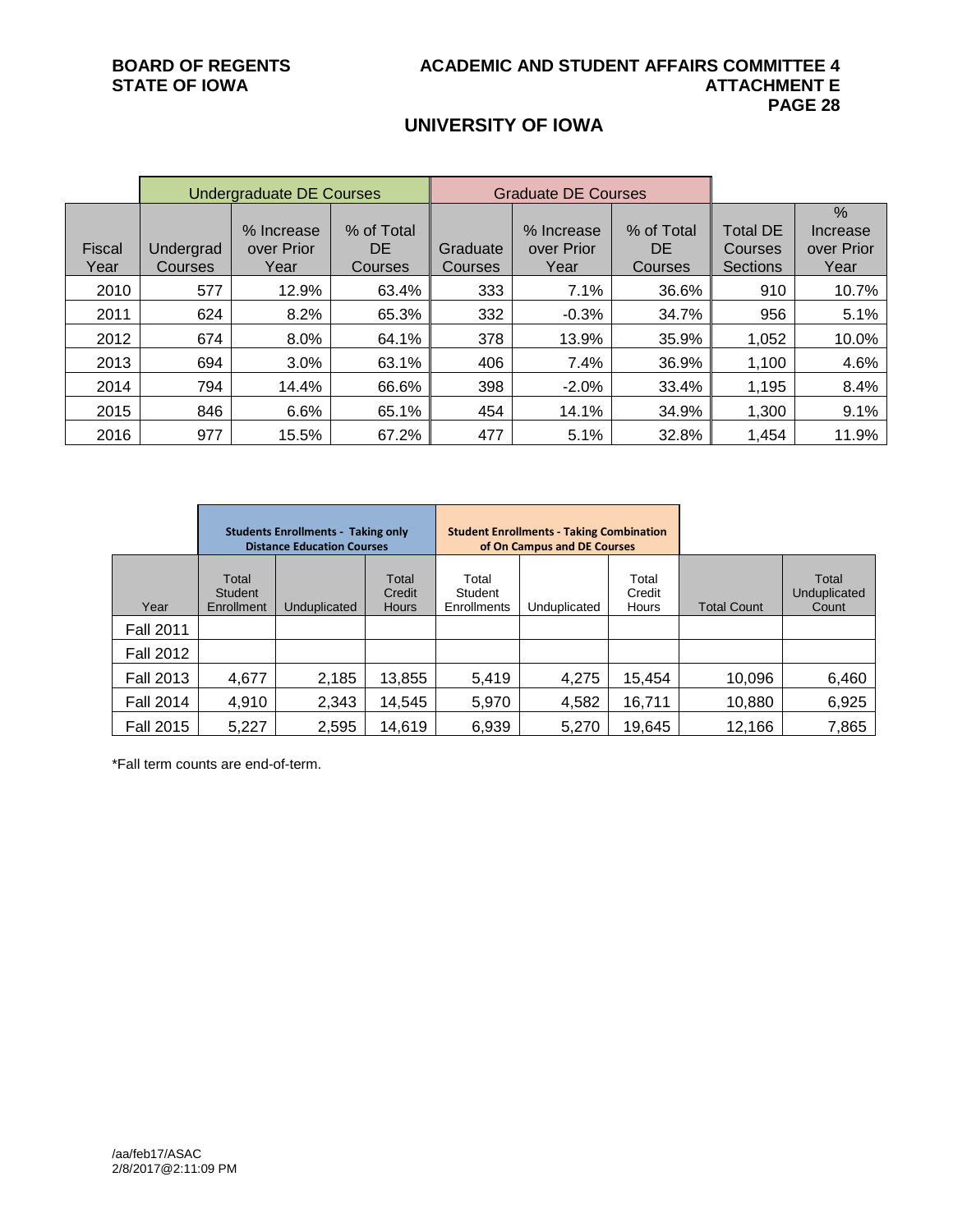## UNIVERSITY OF IOWA

| | Undergraduate DE Courses | | | Graduate DE Courses | | | | |
|---|---|---|---|---|---|---|---|---|
| Fiscal Year | Undergrad Courses | % Increase over Prior Year | % of Total DE Courses | Graduate Courses | % Increase over Prior Year | % of Total DE Courses | Total DE Courses Sections | % Increase over Prior Year |
| 2010 | 577 | 12.9% | 63.4% | 333 | 7.1% | 36.6% | 910 | 10.7% |
| 2011 | 624 | 8.2% | 65.3% | 332 | -0.3% | 34.7% | 956 | 5.1% |
| 2012 | 674 | 8.0% | 64.1% | 378 | 13.9% | 35.9% | 1,052 | 10.0% |
| 2013 | 694 | 3.0% | 63.1% | 406 | 7.4% | 36.9% | 1,100 | 4.6% |
| 2014 | 794 | 14.4% | 66.6% | 398 | -2.0% | 33.4% | 1,195 | 8.4% |
| 2015 | 846 | 6.6% | 65.1% | 454 | 14.1% | 34.9% | 1,300 | 9.1% |
| 2016 | 977 | 15.5% | 67.2% | 477 | 5.1% | 32.8% | 1,454 | 11.9% |

| | Students Enrollments - Taking only Distance Education Courses | | | Student Enrollments - Taking Combination of On Campus and DE Courses | | | | |
|---|---|---|---|---|---|---|---|---|
| Year | Total Student Enrollment | Unduplicated | Total Credit Hours | Total Student Enrollments | Unduplicated | Total Credit Hours | Total Count | Total Unduplicated Count |
| Fall 2011 | | | | | | | | |
| Fall 2012 | | | | | | | | |
| Fall 2013 | 4,677 | 2,185 | 13,855 | 5,419 | 4,275 | 15,454 | 10,096 | 6,460 |
| Fall 2014 | 4,910 | 2,343 | 14,545 | 5,970 | 4,582 | 16,711 | 10,880 | 6,925 |
| Fall 2015 | 5,227 | 2,595 | 14,619 | 6,939 | 5,270 | 19,645 | 12,166 | 7,865 |

*Fall term counts are end-of-term.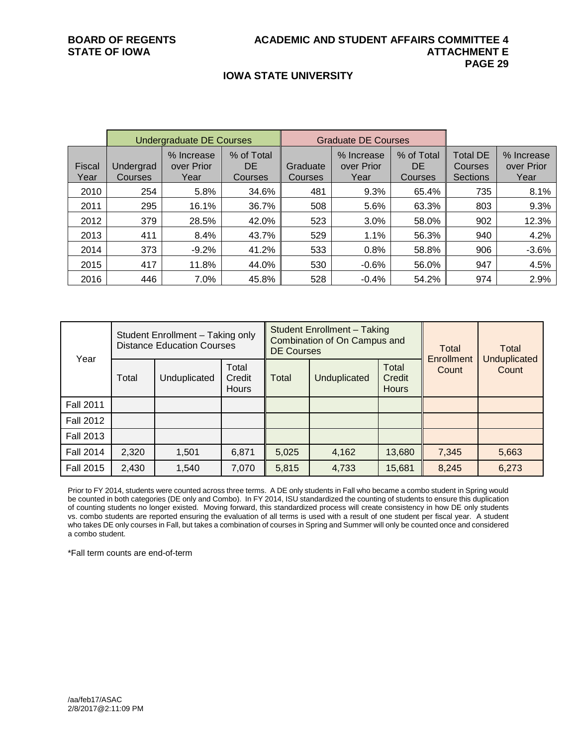## IOWA STATE UNIVERSITY

| | Undergraduate DE Courses | | | Graduate DE Courses | | | | |
|---|---|---|---|---|---|---|---|---|
| Fiscal Year | Undergrad Courses | % Increase over Prior Year | % of Total DE Courses | Graduate Courses | % Increase over Prior Year | % of Total DE Courses | Total DE Courses Sections | % Increase over Prior Year |
| 2010 | 254 | 5.8% | 34.6% | 481 | 9.3% | 65.4% | 735 | 8.1% |
| 2011 | 295 | 16.1% | 36.7% | 508 | 5.6% | 63.3% | 803 | 9.3% |
| 2012 | 379 | 28.5% | 42.0% | 523 | 3.0% | 58.0% | 902 | 12.3% |
| 2013 | 411 | 8.4% | 43.7% | 529 | 1.1% | 56.3% | 940 | 4.2% |
| 2014 | 373 | -9.2% | 41.2% | 533 | 0.8% | 58.8% | 906 | -3.6% |
| 2015 | 417 | 11.8% | 44.0% | 530 | -0.6% | 56.0% | 947 | 4.5% |
| 2016 | 446 | 7.0% | 45.8% | 528 | -0.4% | 54.2% | 974 | 2.9% |

| Year | Student Enrollment – Taking only Distance Education Courses | | | Student Enrollment – Taking Combination of On Campus and DE Courses | | | Total Enrollment Count | Total Unduplicated Count |
|---|---|---|---|---|---|---|---|---|
| | Total | Unduplicated | Total Credit Hours | Total | Unduplicated | Total Credit Hours | | |
| Fall 2011 | | | | | | | | |
| Fall 2012 | | | | | | | | |
| Fall 2013 | | | | | | | | |
| Fall 2014 | 2,320 | 1,501 | 6,871 | 5,025 | 4,162 | 13,680 | 7,345 | 5,663 |
| Fall 2015 | 2,430 | 1,540 | 7,070 | 5,815 | 4,733 | 15,681 | 8,245 | 6,273 |

Prior to FY 2014, students were counted across three terms. A DE only students in Fall who became a combo student in Spring would be counted in both categories (DE only and Combo). In FY 2014, ISU standardized the counting of students to ensure this duplication of counting students no longer existed. Moving forward, this standardized process will create consistency in how DE only students vs. combo students are reported ensuring the evaluation of all terms is used with a result of one student per fiscal year. A student who takes DE only courses in Fall, but takes a combination of courses in Spring and Summer will only be counted once and considered a combo student.

*Fall term counts are end-of-term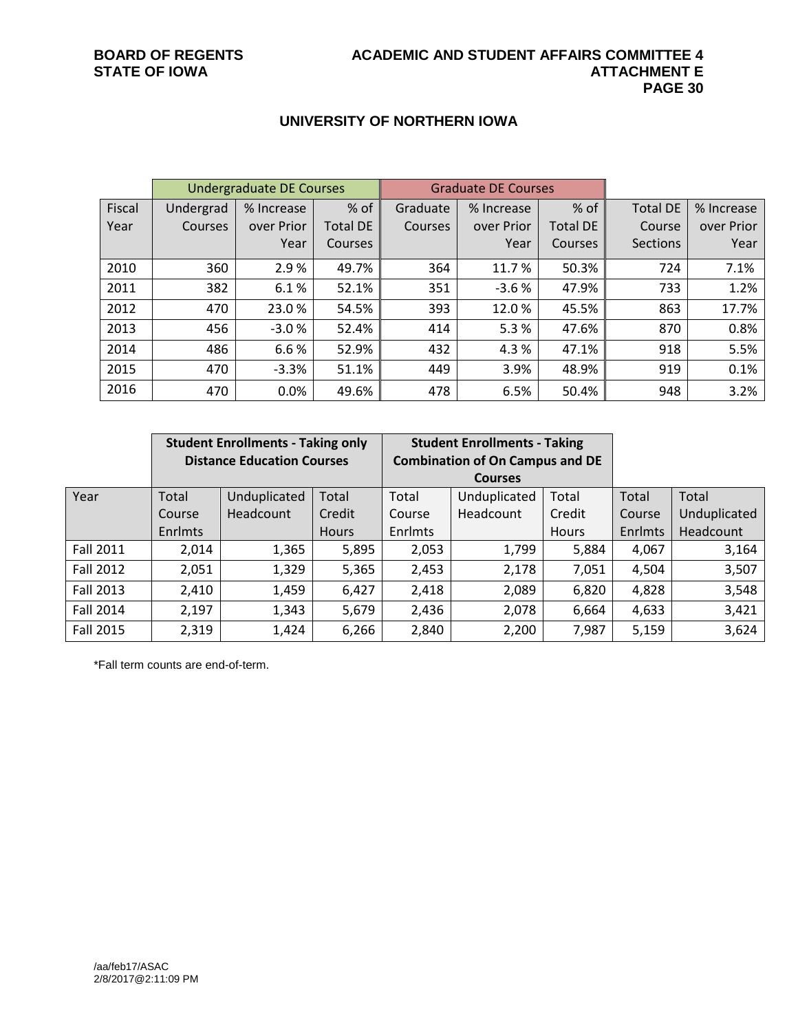## UNIVERSITY OF NORTHERN IOWA

| | Undergraduate DE Courses | | | Graduate DE Courses | | | | |
|---|---|---|---|---|---|---|---|---|
| Fiscal Year | Undergrad Courses | % Increase over Prior Year | % of Total DE Courses | Graduate Courses | % Increase over Prior Year | % of Total DE Courses | Total DE Course Sections | % Increase over Prior Year |
| 2010 | 360 | 2.9 % | 49.7% | 364 | 11.7 % | 50.3% | 724 | 7.1% |
| 2011 | 382 | 6.1 % | 52.1% | 351 | -3.6 % | 47.9% | 733 | 1.2% |
| 2012 | 470 | 23.0 % | 54.5% | 393 | 12.0 % | 45.5% | 863 | 17.7% |
| 2013 | 456 | -3.0 % | 52.4% | 414 | 5.3 % | 47.6% | 870 | 0.8% |
| 2014 | 486 | 6.6 % | 52.9% | 432 | 4.3 % | 47.1% | 918 | 5.5% |
| 2015 | 470 | -3.3% | 51.1% | 449 | 3.9% | 48.9% | 919 | 0.1% |
| 2016 | 470 | 0.0% | 49.6% | 478 | 6.5% | 50.4% | 948 | 3.2% |

| | **Student Enrollments - Taking only Distance Education Courses** | | | **Student Enrollments - Taking Combination of On Campus and DE Courses** | | | | |
|---|---|---|---|---|---|---|---|---|
| Year | Total Course Enrlmts | Unduplicated Headcount | Total Credit Hours | Total Course Enrlmts | Unduplicated Headcount | Total Credit Hours | Total Course Enrlmts | Total Unduplicated Headcount |
| Fall 2011 | 2,014 | 1,365 | 5,895 | 2,053 | 1,799 | 5,884 | 4,067 | 3,164 |
| Fall 2012 | 2,051 | 1,329 | 5,365 | 2,453 | 2,178 | 7,051 | 4,504 | 3,507 |
| Fall 2013 | 2,410 | 1,459 | 6,427 | 2,418 | 2,089 | 6,820 | 4,828 | 3,548 |
| Fall 2014 | 2,197 | 1,343 | 5,679 | 2,436 | 2,078 | 6,664 | 4,633 | 3,421 |
| Fall 2015 | 2,319 | 1,424 | 6,266 | 2,840 | 2,200 | 7,987 | 5,159 | 3,624 |

*Fall term counts are end-of-term.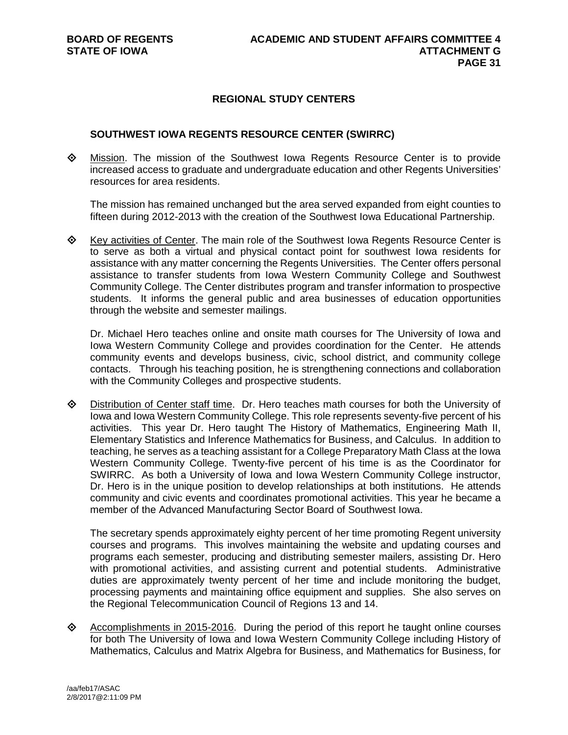## REGIONAL STUDY CENTERS

### SOUTHWEST IOWA REGENTS RESOURCE CENTER (SWIRRC)

- Mission. The mission of the Southwest Iowa Regents Resource Center is to provide increased access to graduate and undergraduate education and other Regents Universities' resources for area residents.

  The mission has remained unchanged but the area served expanded from eight counties to fifteen during 2012-2013 with the creation of the Southwest Iowa Educational Partnership.

- Key activities of Center. The main role of the Southwest Iowa Regents Resource Center is to serve as both a virtual and physical contact point for southwest Iowa residents for assistance with any matter concerning the Regents Universities. The Center offers personal assistance to transfer students from Iowa Western Community College and Southwest Community College. The Center distributes program and transfer information to prospective students. It informs the general public and area businesses of education opportunities through the website and semester mailings.

  Dr. Michael Hero teaches online and onsite math courses for The University of Iowa and Iowa Western Community College and provides coordination for the Center. He attends community events and develops business, civic, school district, and community college contacts. Through his teaching position, he is strengthening connections and collaboration with the Community Colleges and prospective students.

- Distribution of Center staff time. Dr. Hero teaches math courses for both the University of Iowa and Iowa Western Community College. This role represents seventy-five percent of his activities. This year Dr. Hero taught The History of Mathematics, Engineering Math II, Elementary Statistics and Inference Mathematics for Business, and Calculus. In addition to teaching, he serves as a teaching assistant for a College Preparatory Math Class at the Iowa Western Community College. Twenty-five percent of his time is as the Coordinator for SWIRRC. As both a University of Iowa and Iowa Western Community College instructor, Dr. Hero is in the unique position to develop relationships at both institutions. He attends community and civic events and coordinates promotional activities. This year he became a member of the Advanced Manufacturing Sector Board of Southwest Iowa.

  The secretary spends approximately eighty percent of her time promoting Regent university courses and programs. This involves maintaining the website and updating courses and programs each semester, producing and distributing semester mailers, assisting Dr. Hero with promotional activities, and assisting current and potential students. Administrative duties are approximately twenty percent of her time and include monitoring the budget, processing payments and maintaining office equipment and supplies. She also serves on the Regional Telecommunication Council of Regions 13 and 14.

- Accomplishments in 2015-2016. During the period of this report he taught online courses for both The University of Iowa and Iowa Western Community College including History of Mathematics, Calculus and Matrix Algebra for Business, and Mathematics for Business, for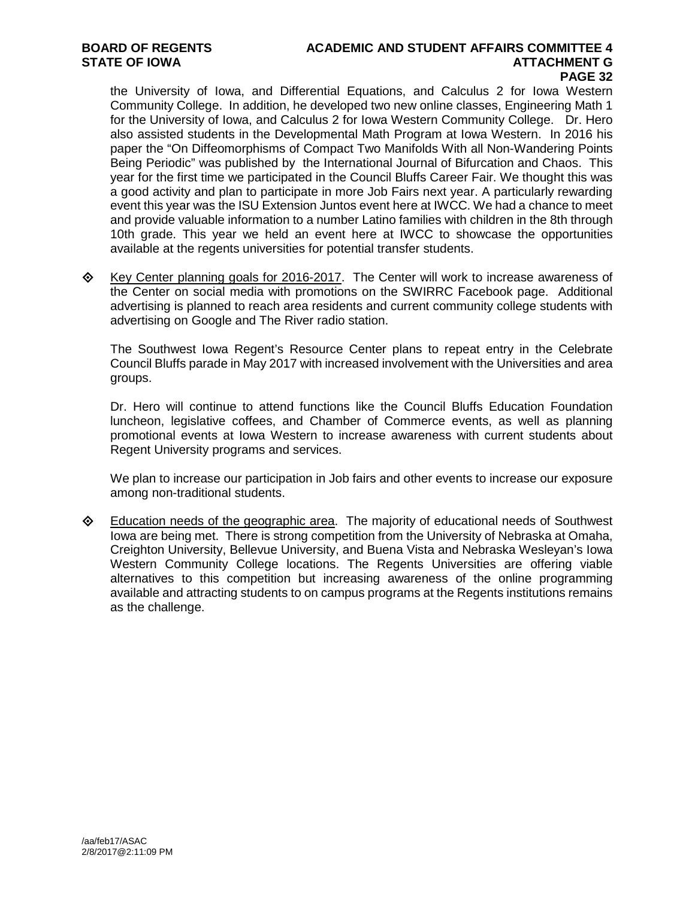the University of Iowa, and Differential Equations, and Calculus 2 for Iowa Western Community College. In addition, he developed two new online classes, Engineering Math 1 for the University of Iowa, and Calculus 2 for Iowa Western Community College. Dr. Hero also assisted students in the Developmental Math Program at Iowa Western. In 2016 his paper the "On Diffeomorphisms of Compact Two Manifolds With all Non-Wandering Points Being Periodic" was published by the International Journal of Bifurcation and Chaos. This year for the first time we participated in the Council Bluffs Career Fair. We thought this was a good activity and plan to participate in more Job Fairs next year. A particularly rewarding event this year was the ISU Extension Juntos event here at IWCC. We had a chance to meet and provide valuable information to a number Latino families with children in the 8th through 10th grade. This year we held an event here at IWCC to showcase the opportunities available at the regents universities for potential transfer students.

- Key Center planning goals for 2016-2017. The Center will work to increase awareness of the Center on social media with promotions on the SWIRRC Facebook page. Additional advertising is planned to reach area residents and current community college students with advertising on Google and The River radio station.

  The Southwest Iowa Regent's Resource Center plans to repeat entry in the Celebrate Council Bluffs parade in May 2017 with increased involvement with the Universities and area groups.

  Dr. Hero will continue to attend functions like the Council Bluffs Education Foundation luncheon, legislative coffees, and Chamber of Commerce events, as well as planning promotional events at Iowa Western to increase awareness with current students about Regent University programs and services.

  We plan to increase our participation in Job fairs and other events to increase our exposure among non-traditional students.

- Education needs of the geographic area. The majority of educational needs of Southwest Iowa are being met. There is strong competition from the University of Nebraska at Omaha, Creighton University, Bellevue University, and Buena Vista and Nebraska Wesleyan's Iowa Western Community College locations. The Regents Universities are offering viable alternatives to this competition but increasing awareness of the online programming available and attracting students to on campus programs at the Regents institutions remains as the challenge.

/aa/feb17/ASAC
2/8/2017@2:11:09 PM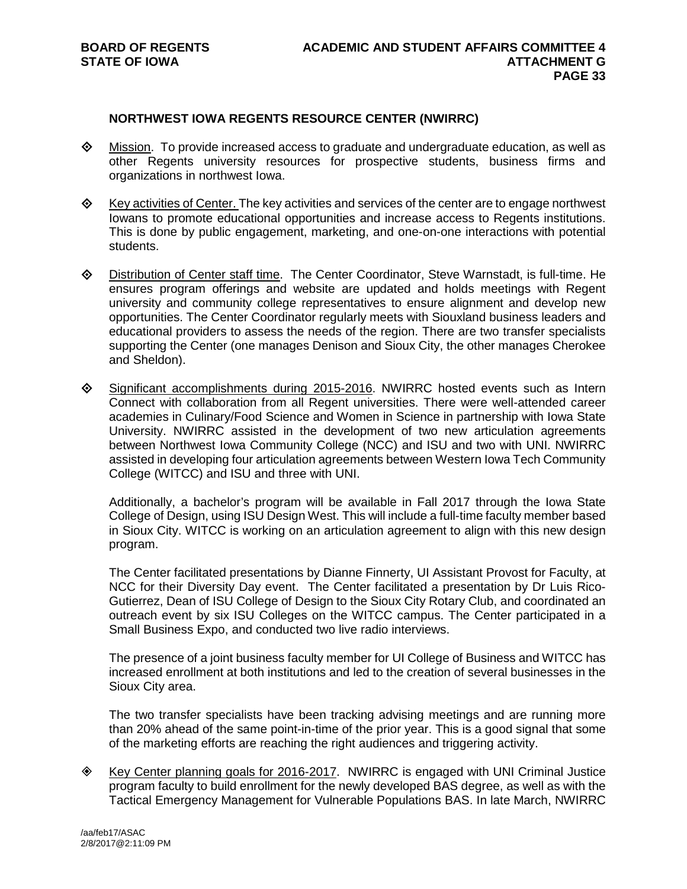## NORTHWEST IOWA REGENTS RESOURCE CENTER (NWIRRC)

- Mission. To provide increased access to graduate and undergraduate education, as well as other Regents university resources for prospective students, business firms and organizations in northwest Iowa.

- Key activities of Center. The key activities and services of the center are to engage northwest Iowans to promote educational opportunities and increase access to Regents institutions. This is done by public engagement, marketing, and one-on-one interactions with potential students.

- Distribution of Center staff time. The Center Coordinator, Steve Warnstadt, is full-time. He ensures program offerings and website are updated and holds meetings with Regent university and community college representatives to ensure alignment and develop new opportunities. The Center Coordinator regularly meets with Siouxland business leaders and educational providers to assess the needs of the region. There are two transfer specialists supporting the Center (one manages Denison and Sioux City, the other manages Cherokee and Sheldon).

- Significant accomplishments during 2015-2016. NWIRRC hosted events such as Intern Connect with collaboration from all Regent universities. There were well-attended career academies in Culinary/Food Science and Women in Science in partnership with Iowa State University. NWIRRC assisted in the development of two new articulation agreements between Northwest Iowa Community College (NCC) and ISU and two with UNI. NWIRRC assisted in developing four articulation agreements between Western Iowa Tech Community College (WITCC) and ISU and three with UNI.

  Additionally, a bachelor's program will be available in Fall 2017 through the Iowa State College of Design, using ISU Design West. This will include a full-time faculty member based in Sioux City. WITCC is working on an articulation agreement to align with this new design program.

  The Center facilitated presentations by Dianne Finnerty, UI Assistant Provost for Faculty, at NCC for their Diversity Day event. The Center facilitated a presentation by Dr Luis Rico-Gutierrez, Dean of ISU College of Design to the Sioux City Rotary Club, and coordinated an outreach event by six ISU Colleges on the WITCC campus. The Center participated in a Small Business Expo, and conducted two live radio interviews.

  The presence of a joint business faculty member for UI College of Business and WITCC has increased enrollment at both institutions and led to the creation of several businesses in the Sioux City area.

  The two transfer specialists have been tracking advising meetings and are running more than 20% ahead of the same point-in-time of the prior year. This is a good signal that some of the marketing efforts are reaching the right audiences and triggering activity.

- Key Center planning goals for 2016-2017. NWIRRC is engaged with UNI Criminal Justice program faculty to build enrollment for the newly developed BAS degree, as well as with the Tactical Emergency Management for Vulnerable Populations BAS. In late March, NWIRRC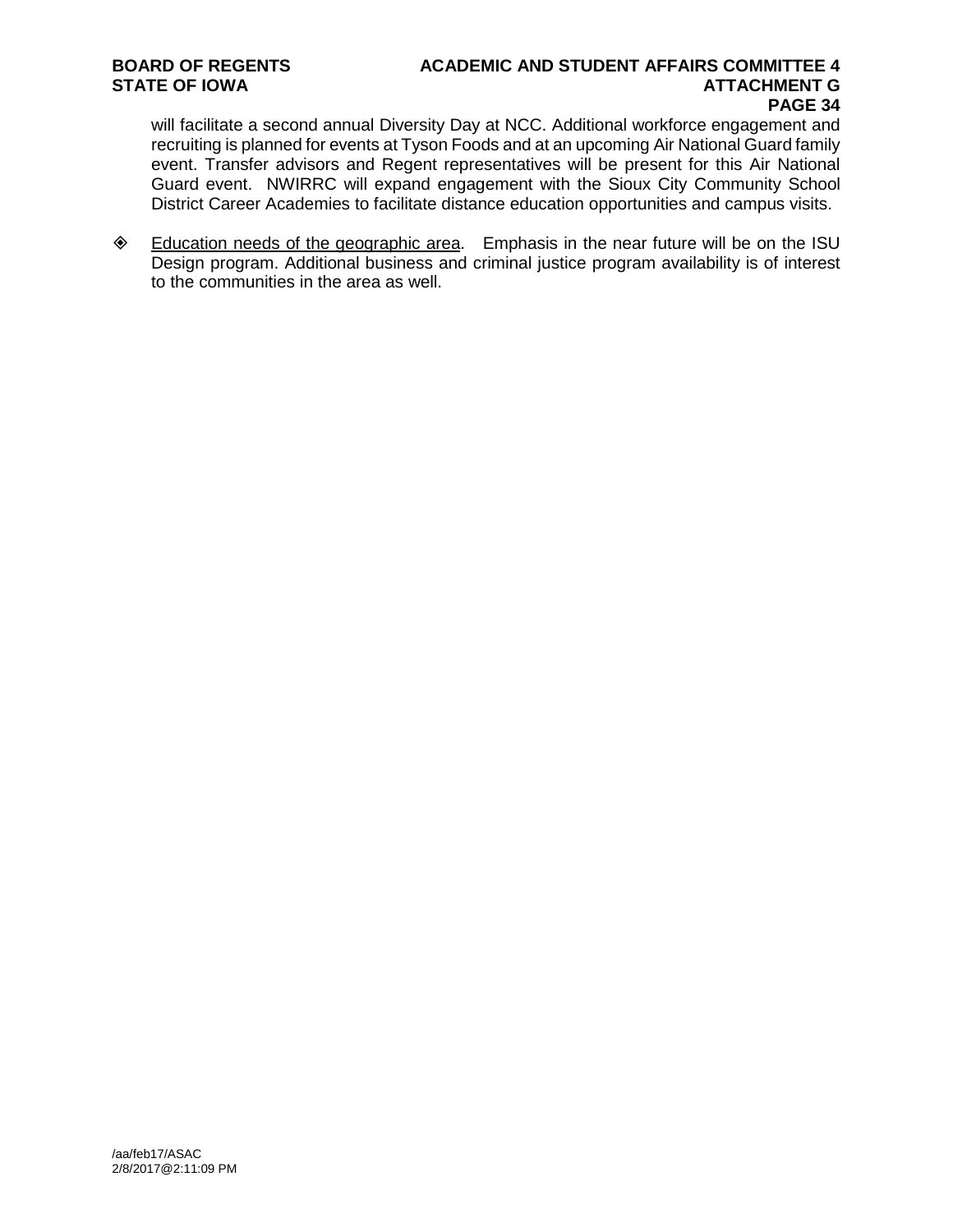will facilitate a second annual Diversity Day at NCC. Additional workforce engagement and recruiting is planned for events at Tyson Foods and at an upcoming Air National Guard family event. Transfer advisors and Regent representatives will be present for this Air National Guard event. NWIRRC will expand engagement with the Sioux City Community School District Career Academies to facilitate distance education opportunities and campus visits.

- ◈ Education needs of the geographic area. Emphasis in the near future will be on the ISU Design program. Additional business and criminal justice program availability is of interest to the communities in the area as well.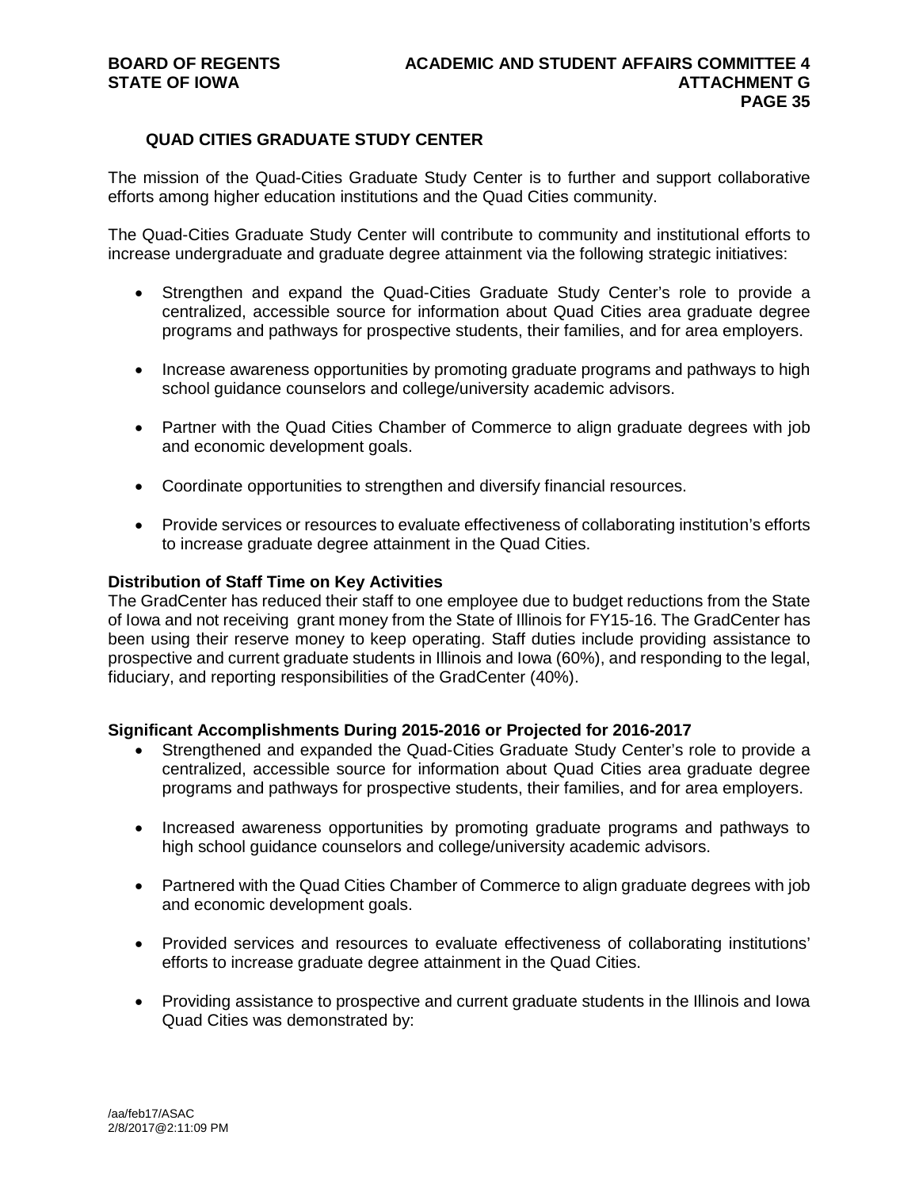## QUAD CITIES GRADUATE STUDY CENTER

The mission of the Quad-Cities Graduate Study Center is to further and support collaborative efforts among higher education institutions and the Quad Cities community.

The Quad-Cities Graduate Study Center will contribute to community and institutional efforts to increase undergraduate and graduate degree attainment via the following strategic initiatives:

- Strengthen and expand the Quad-Cities Graduate Study Center's role to provide a centralized, accessible source for information about Quad Cities area graduate degree programs and pathways for prospective students, their families, and for area employers.
- Increase awareness opportunities by promoting graduate programs and pathways to high school guidance counselors and college/university academic advisors.
- Partner with the Quad Cities Chamber of Commerce to align graduate degrees with job and economic development goals.
- Coordinate opportunities to strengthen and diversify financial resources.
- Provide services or resources to evaluate effectiveness of collaborating institution's efforts to increase graduate degree attainment in the Quad Cities.

**Distribution of Staff Time on Key Activities**

The GradCenter has reduced their staff to one employee due to budget reductions from the State of Iowa and not receiving grant money from the State of Illinois for FY15-16. The GradCenter has been using their reserve money to keep operating. Staff duties include providing assistance to prospective and current graduate students in Illinois and Iowa (60%), and responding to the legal, fiduciary, and reporting responsibilities of the GradCenter (40%).

**Significant Accomplishments During 2015-2016 or Projected for 2016-2017**

- Strengthened and expanded the Quad-Cities Graduate Study Center's role to provide a centralized, accessible source for information about Quad Cities area graduate degree programs and pathways for prospective students, their families, and for area employers.
- Increased awareness opportunities by promoting graduate programs and pathways to high school guidance counselors and college/university academic advisors.
- Partnered with the Quad Cities Chamber of Commerce to align graduate degrees with job and economic development goals.
- Provided services and resources to evaluate effectiveness of collaborating institutions' efforts to increase graduate degree attainment in the Quad Cities.
- Providing assistance to prospective and current graduate students in the Illinois and Iowa Quad Cities was demonstrated by: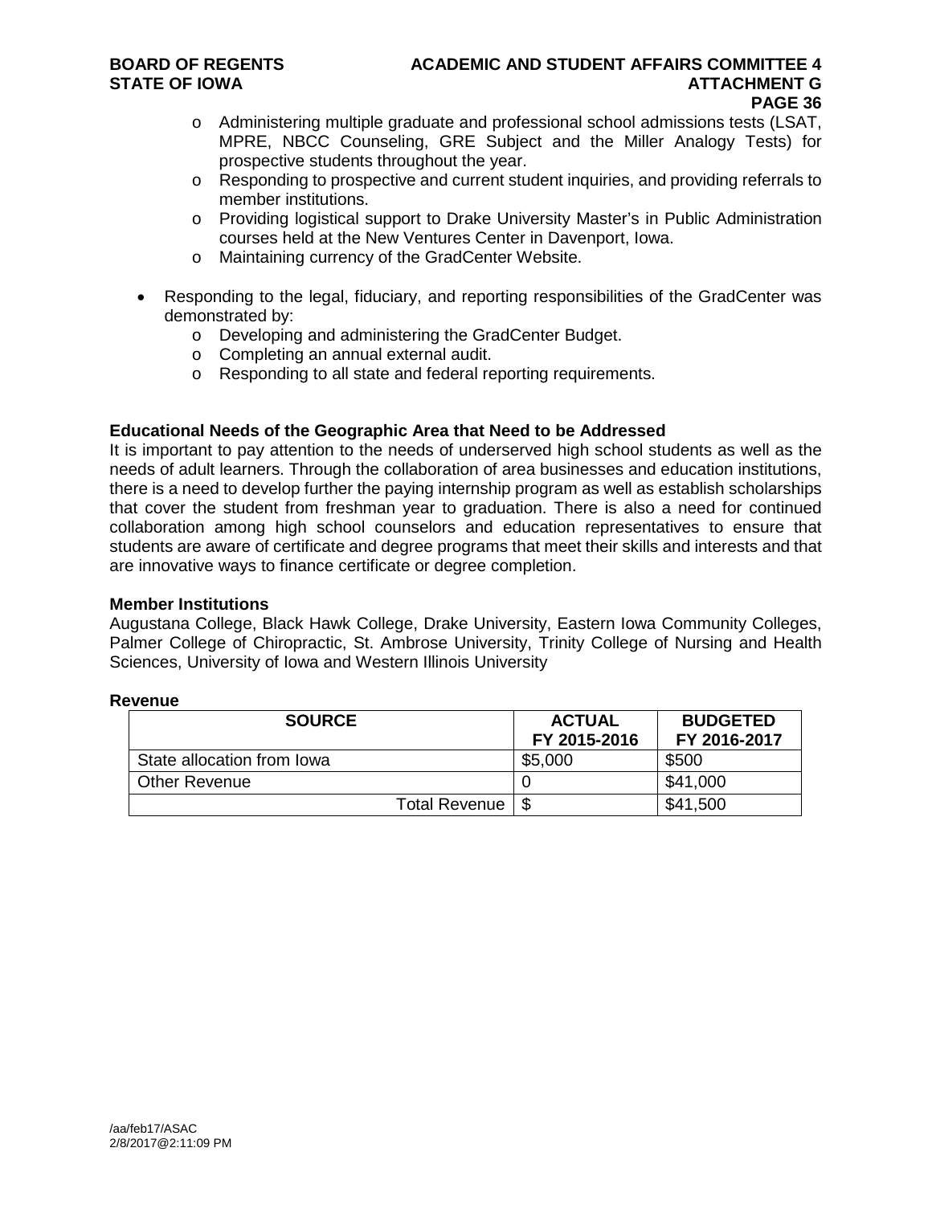- Administering multiple graduate and professional school admissions tests (LSAT, MPRE, NBCC Counseling, GRE Subject and the Miller Analogy Tests) for prospective students throughout the year.
  - Responding to prospective and current student inquiries, and providing referrals to member institutions.
  - Providing logistical support to Drake University Master's in Public Administration courses held at the New Ventures Center in Davenport, Iowa.
  - Maintaining currency of the GradCenter Website.

- Responding to the legal, fiduciary, and reporting responsibilities of the GradCenter was demonstrated by:
  - Developing and administering the GradCenter Budget.
  - Completing an annual external audit.
  - Responding to all state and federal reporting requirements.

**Educational Needs of the Geographic Area that Need to be Addressed**

It is important to pay attention to the needs of underserved high school students as well as the needs of adult learners. Through the collaboration of area businesses and education institutions, there is a need to develop further the paying internship program as well as establish scholarships that cover the student from freshman year to graduation. There is also a need for continued collaboration among high school counselors and education representatives to ensure that students are aware of certificate and degree programs that meet their skills and interests and that are innovative ways to finance certificate or degree completion.

**Member Institutions**

Augustana College, Black Hawk College, Drake University, Eastern Iowa Community Colleges, Palmer College of Chiropractic, St. Ambrose University, Trinity College of Nursing and Health Sciences, University of Iowa and Western Illinois University

**Revenue**

| SOURCE | ACTUAL FY 2015-2016 | BUDGETED FY 2016-2017 |
|---|---|---|
| State allocation from Iowa | $5,000 | $500 |
| Other Revenue | 0 | $41,000 |
| Total Revenue | $ | $41,500 |